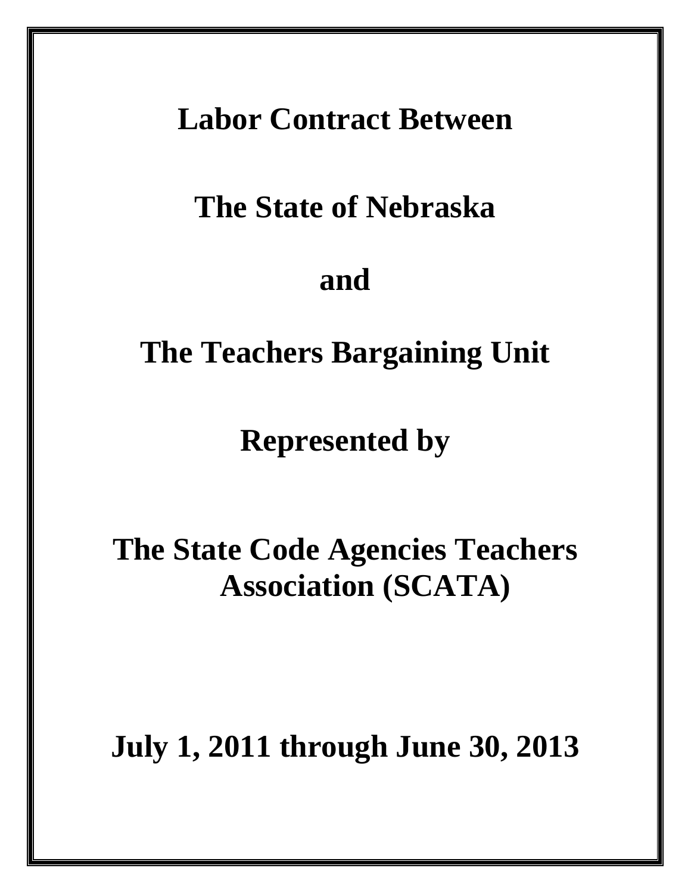# Labor Contract Between

# The State of Nebraska

# and

# The Teachers Bargaining Unit

# Represented by

# The State Code Agencies Teachers Association (SCATA)

# July 1, 2011 through June 30, 2013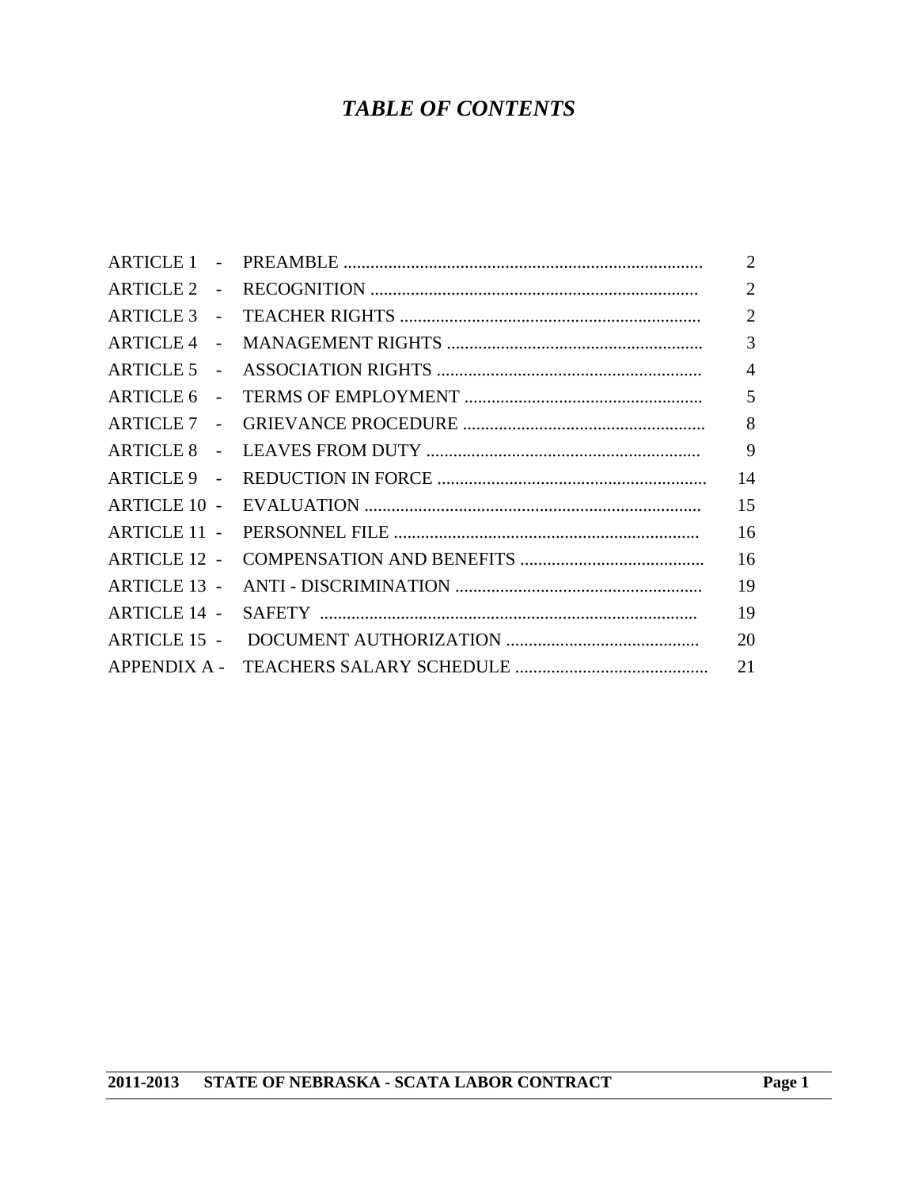## *TABLE OF CONTENTS*

| | | |
|---|---|---|
| ARTICLE 1 - | PREAMBLE | 2 |
| ARTICLE 2 - | RECOGNITION | 2 |
| ARTICLE 3 - | TEACHER RIGHTS | 2 |
| ARTICLE 4 - | MANAGEMENT RIGHTS | 3 |
| ARTICLE 5 - | ASSOCIATION RIGHTS | 4 |
| ARTICLE 6 - | TERMS OF EMPLOYMENT | 5 |
| ARTICLE 7 - | GRIEVANCE PROCEDURE | 8 |
| ARTICLE 8 - | LEAVES FROM DUTY | 9 |
| ARTICLE 9 - | REDUCTION IN FORCE | 14 |
| ARTICLE 10 - | EVALUATION | 15 |
| ARTICLE 11 - | PERSONNEL FILE | 16 |
| ARTICLE 12 - | COMPENSATION AND BENEFITS | 16 |
| ARTICLE 13 - | ANTI - DISCRIMINATION | 19 |
| ARTICLE 14 - | SAFETY | 19 |
| ARTICLE 15 - | DOCUMENT AUTHORIZATION | 20 |
| APPENDIX A - | TEACHERS SALARY SCHEDULE | 21 |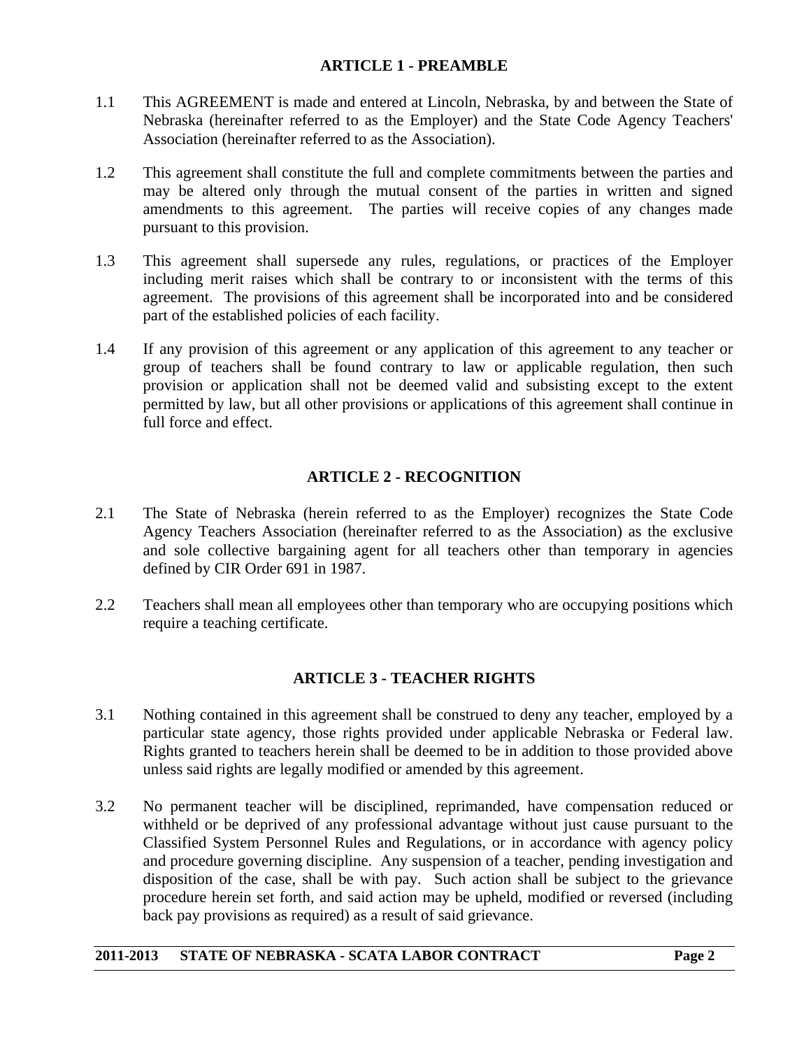## ARTICLE 1 - PREAMBLE

1.1 This AGREEMENT is made and entered at Lincoln, Nebraska, by and between the State of Nebraska (hereinafter referred to as the Employer) and the State Code Agency Teachers' Association (hereinafter referred to as the Association).

1.2 This agreement shall constitute the full and complete commitments between the parties and may be altered only through the mutual consent of the parties in written and signed amendments to this agreement. The parties will receive copies of any changes made pursuant to this provision.

1.3 This agreement shall supersede any rules, regulations, or practices of the Employer including merit raises which shall be contrary to or inconsistent with the terms of this agreement. The provisions of this agreement shall be incorporated into and be considered part of the established policies of each facility.

1.4 If any provision of this agreement or any application of this agreement to any teacher or group of teachers shall be found contrary to law or applicable regulation, then such provision or application shall not be deemed valid and subsisting except to the extent permitted by law, but all other provisions or applications of this agreement shall continue in full force and effect.

## ARTICLE 2 - RECOGNITION

2.1 The State of Nebraska (herein referred to as the Employer) recognizes the State Code Agency Teachers Association (hereinafter referred to as the Association) as the exclusive and sole collective bargaining agent for all teachers other than temporary in agencies defined by CIR Order 691 in 1987.

2.2 Teachers shall mean all employees other than temporary who are occupying positions which require a teaching certificate.

## ARTICLE 3 - TEACHER RIGHTS

3.1 Nothing contained in this agreement shall be construed to deny any teacher, employed by a particular state agency, those rights provided under applicable Nebraska or Federal law. Rights granted to teachers herein shall be deemed to be in addition to those provided above unless said rights are legally modified or amended by this agreement.

3.2 No permanent teacher will be disciplined, reprimanded, have compensation reduced or withheld or be deprived of any professional advantage without just cause pursuant to the Classified System Personnel Rules and Regulations, or in accordance with agency policy and procedure governing discipline. Any suspension of a teacher, pending investigation and disposition of the case, shall be with pay. Such action shall be subject to the grievance procedure herein set forth, and said action may be upheld, modified or reversed (including back pay provisions as required) as a result of said grievance.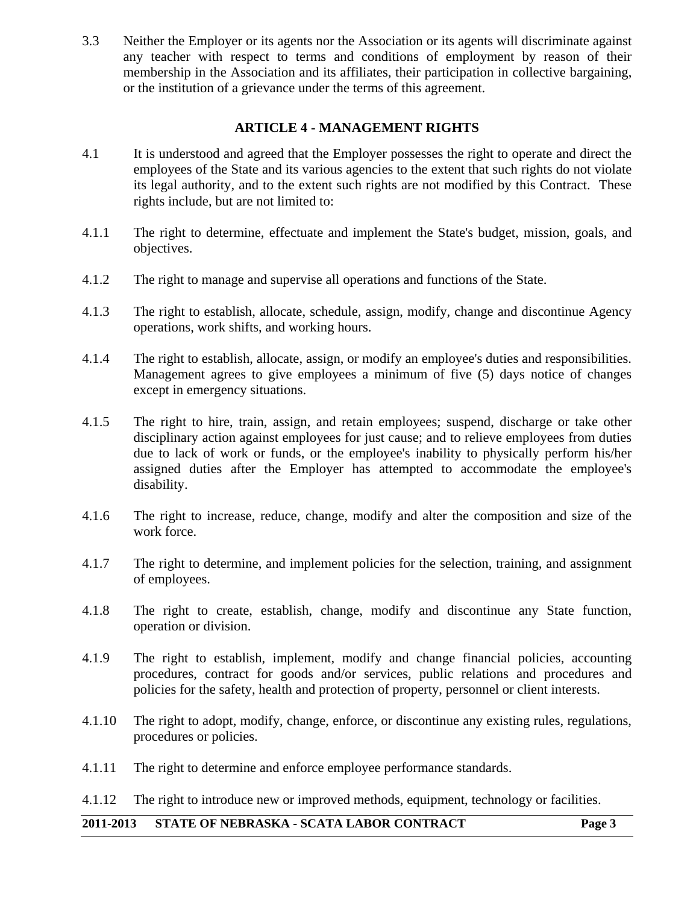3.3 Neither the Employer or its agents nor the Association or its agents will discriminate against any teacher with respect to terms and conditions of employment by reason of their membership in the Association and its affiliates, their participation in collective bargaining, or the institution of a grievance under the terms of this agreement.

## ARTICLE 4 - MANAGEMENT RIGHTS

4.1 It is understood and agreed that the Employer possesses the right to operate and direct the employees of the State and its various agencies to the extent that such rights do not violate its legal authority, and to the extent such rights are not modified by this Contract. These rights include, but are not limited to:

4.1.1 The right to determine, effectuate and implement the State's budget, mission, goals, and objectives.

4.1.2 The right to manage and supervise all operations and functions of the State.

4.1.3 The right to establish, allocate, schedule, assign, modify, change and discontinue Agency operations, work shifts, and working hours.

4.1.4 The right to establish, allocate, assign, or modify an employee's duties and responsibilities. Management agrees to give employees a minimum of five (5) days notice of changes except in emergency situations.

4.1.5 The right to hire, train, assign, and retain employees; suspend, discharge or take other disciplinary action against employees for just cause; and to relieve employees from duties due to lack of work or funds, or the employee's inability to physically perform his/her assigned duties after the Employer has attempted to accommodate the employee's disability.

4.1.6 The right to increase, reduce, change, modify and alter the composition and size of the work force.

4.1.7 The right to determine, and implement policies for the selection, training, and assignment of employees.

4.1.8 The right to create, establish, change, modify and discontinue any State function, operation or division.

4.1.9 The right to establish, implement, modify and change financial policies, accounting procedures, contract for goods and/or services, public relations and procedures and policies for the safety, health and protection of property, personnel or client interests.

4.1.10 The right to adopt, modify, change, enforce, or discontinue any existing rules, regulations, procedures or policies.

4.1.11 The right to determine and enforce employee performance standards.

4.1.12 The right to introduce new or improved methods, equipment, technology or facilities.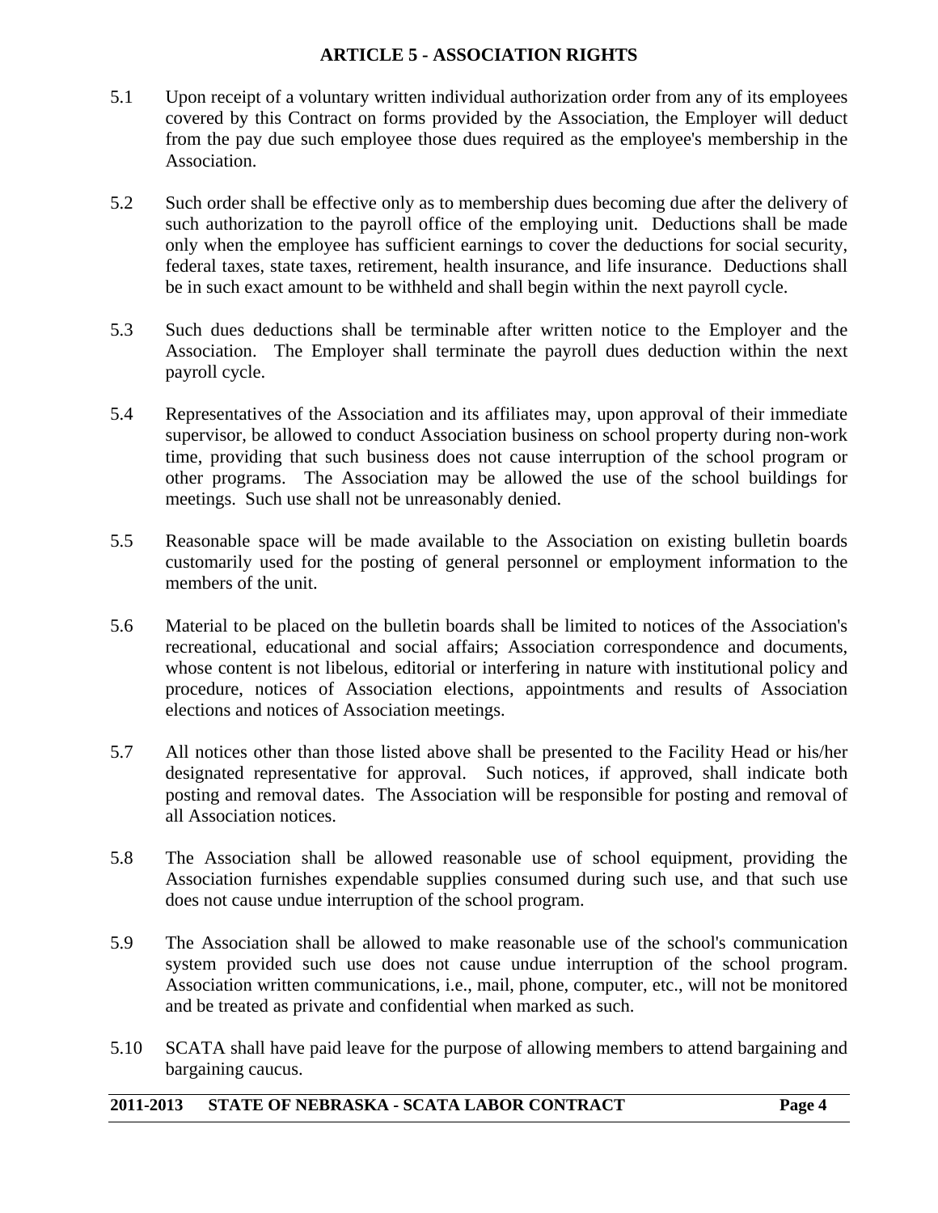## ARTICLE 5 - ASSOCIATION RIGHTS

5.1 Upon receipt of a voluntary written individual authorization order from any of its employees covered by this Contract on forms provided by the Association, the Employer will deduct from the pay due such employee those dues required as the employee's membership in the Association.

5.2 Such order shall be effective only as to membership dues becoming due after the delivery of such authorization to the payroll office of the employing unit. Deductions shall be made only when the employee has sufficient earnings to cover the deductions for social security, federal taxes, state taxes, retirement, health insurance, and life insurance. Deductions shall be in such exact amount to be withheld and shall begin within the next payroll cycle.

5.3 Such dues deductions shall be terminable after written notice to the Employer and the Association. The Employer shall terminate the payroll dues deduction within the next payroll cycle.

5.4 Representatives of the Association and its affiliates may, upon approval of their immediate supervisor, be allowed to conduct Association business on school property during non-work time, providing that such business does not cause interruption of the school program or other programs. The Association may be allowed the use of the school buildings for meetings. Such use shall not be unreasonably denied.

5.5 Reasonable space will be made available to the Association on existing bulletin boards customarily used for the posting of general personnel or employment information to the members of the unit.

5.6 Material to be placed on the bulletin boards shall be limited to notices of the Association's recreational, educational and social affairs; Association correspondence and documents, whose content is not libelous, editorial or interfering in nature with institutional policy and procedure, notices of Association elections, appointments and results of Association elections and notices of Association meetings.

5.7 All notices other than those listed above shall be presented to the Facility Head or his/her designated representative for approval. Such notices, if approved, shall indicate both posting and removal dates. The Association will be responsible for posting and removal of all Association notices.

5.8 The Association shall be allowed reasonable use of school equipment, providing the Association furnishes expendable supplies consumed during such use, and that such use does not cause undue interruption of the school program.

5.9 The Association shall be allowed to make reasonable use of the school's communication system provided such use does not cause undue interruption of the school program. Association written communications, i.e., mail, phone, computer, etc., will not be monitored and be treated as private and confidential when marked as such.

5.10 SCATA shall have paid leave for the purpose of allowing members to attend bargaining and bargaining caucus.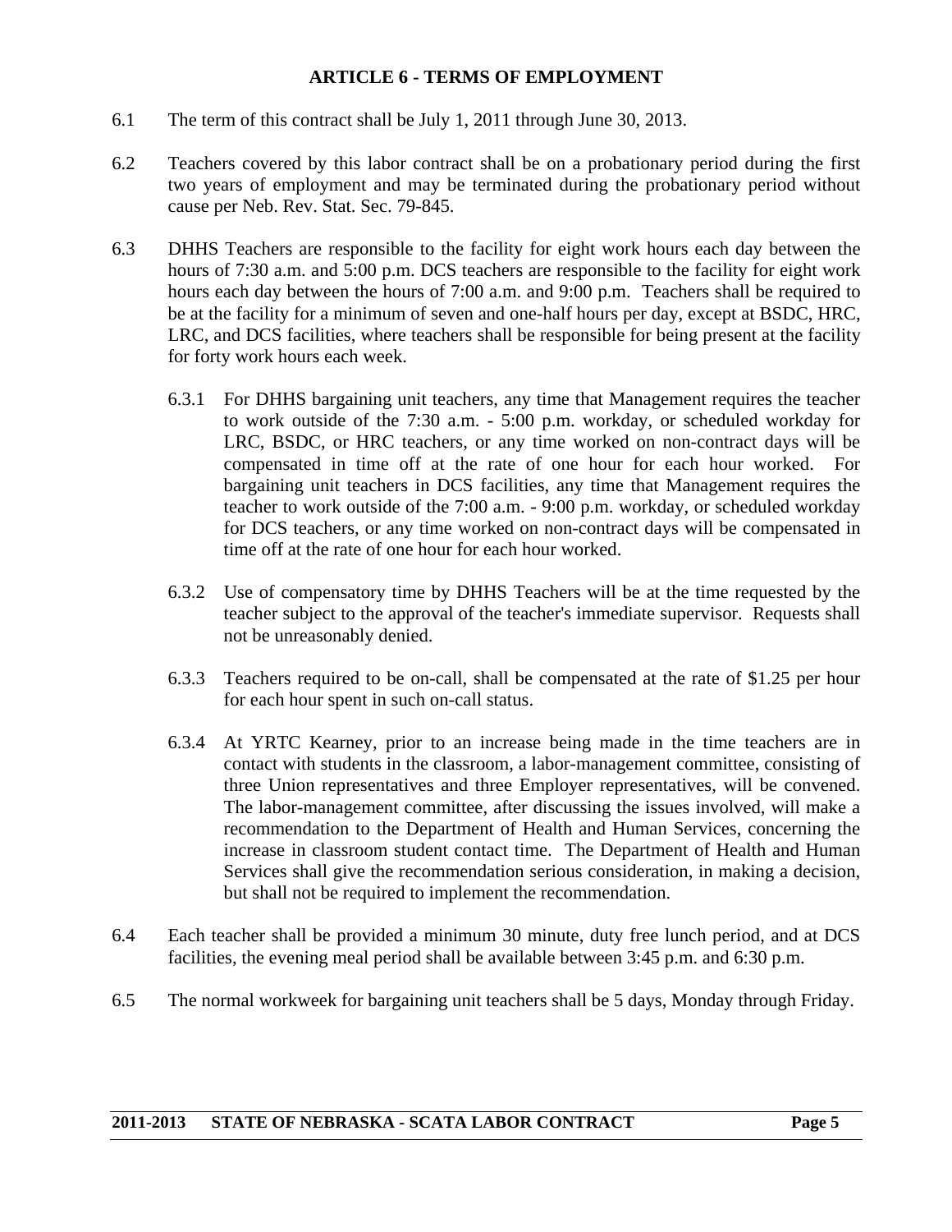## ARTICLE 6 - TERMS OF EMPLOYMENT

6.1 The term of this contract shall be July 1, 2011 through June 30, 2013.

6.2 Teachers covered by this labor contract shall be on a probationary period during the first two years of employment and may be terminated during the probationary period without cause per Neb. Rev. Stat. Sec. 79-845.

6.3 DHHS Teachers are responsible to the facility for eight work hours each day between the hours of 7:30 a.m. and 5:00 p.m. DCS teachers are responsible to the facility for eight work hours each day between the hours of 7:00 a.m. and 9:00 p.m. Teachers shall be required to be at the facility for a minimum of seven and one-half hours per day, except at BSDC, HRC, LRC, and DCS facilities, where teachers shall be responsible for being present at the facility for forty work hours each week.

> 6.3.1 For DHHS bargaining unit teachers, any time that Management requires the teacher to work outside of the 7:30 a.m. - 5:00 p.m. workday, or scheduled workday for LRC, BSDC, or HRC teachers, or any time worked on non-contract days will be compensated in time off at the rate of one hour for each hour worked. For bargaining unit teachers in DCS facilities, any time that Management requires the teacher to work outside of the 7:00 a.m. - 9:00 p.m. workday, or scheduled workday for DCS teachers, or any time worked on non-contract days will be compensated in time off at the rate of one hour for each hour worked.
>
> 6.3.2 Use of compensatory time by DHHS Teachers will be at the time requested by the teacher subject to the approval of the teacher's immediate supervisor. Requests shall not be unreasonably denied.
>
> 6.3.3 Teachers required to be on-call, shall be compensated at the rate of $1.25 per hour for each hour spent in such on-call status.
>
> 6.3.4 At YRTC Kearney, prior to an increase being made in the time teachers are in contact with students in the classroom, a labor-management committee, consisting of three Union representatives and three Employer representatives, will be convened. The labor-management committee, after discussing the issues involved, will make a recommendation to the Department of Health and Human Services, concerning the increase in classroom student contact time. The Department of Health and Human Services shall give the recommendation serious consideration, in making a decision, but shall not be required to implement the recommendation.

6.4 Each teacher shall be provided a minimum 30 minute, duty free lunch period, and at DCS facilities, the evening meal period shall be available between 3:45 p.m. and 6:30 p.m.

6.5 The normal workweek for bargaining unit teachers shall be 5 days, Monday through Friday.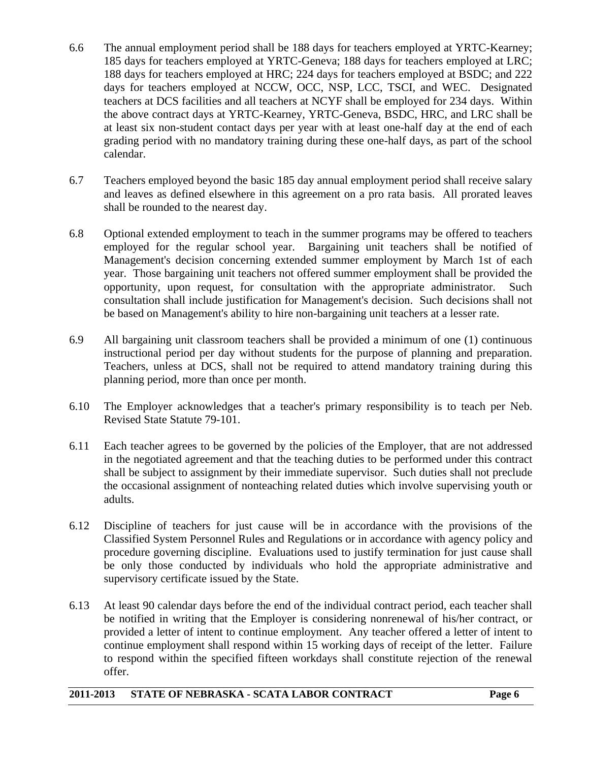6.6 The annual employment period shall be 188 days for teachers employed at YRTC-Kearney; 185 days for teachers employed at YRTC-Geneva; 188 days for teachers employed at LRC; 188 days for teachers employed at HRC; 224 days for teachers employed at BSDC; and 222 days for teachers employed at NCCW, OCC, NSP, LCC, TSCI, and WEC. Designated teachers at DCS facilities and all teachers at NCYF shall be employed for 234 days. Within the above contract days at YRTC-Kearney, YRTC-Geneva, BSDC, HRC, and LRC shall be at least six non-student contact days per year with at least one-half day at the end of each grading period with no mandatory training during these one-half days, as part of the school calendar.

6.7 Teachers employed beyond the basic 185 day annual employment period shall receive salary and leaves as defined elsewhere in this agreement on a pro rata basis. All prorated leaves shall be rounded to the nearest day.

6.8 Optional extended employment to teach in the summer programs may be offered to teachers employed for the regular school year. Bargaining unit teachers shall be notified of Management's decision concerning extended summer employment by March 1st of each year. Those bargaining unit teachers not offered summer employment shall be provided the opportunity, upon request, for consultation with the appropriate administrator. Such consultation shall include justification for Management's decision. Such decisions shall not be based on Management's ability to hire non-bargaining unit teachers at a lesser rate.

6.9 All bargaining unit classroom teachers shall be provided a minimum of one (1) continuous instructional period per day without students for the purpose of planning and preparation. Teachers, unless at DCS, shall not be required to attend mandatory training during this planning period, more than once per month.

6.10 The Employer acknowledges that a teacher's primary responsibility is to teach per Neb. Revised State Statute 79-101.

6.11 Each teacher agrees to be governed by the policies of the Employer, that are not addressed in the negotiated agreement and that the teaching duties to be performed under this contract shall be subject to assignment by their immediate supervisor. Such duties shall not preclude the occasional assignment of nonteaching related duties which involve supervising youth or adults.

6.12 Discipline of teachers for just cause will be in accordance with the provisions of the Classified System Personnel Rules and Regulations or in accordance with agency policy and procedure governing discipline. Evaluations used to justify termination for just cause shall be only those conducted by individuals who hold the appropriate administrative and supervisory certificate issued by the State.

6.13 At least 90 calendar days before the end of the individual contract period, each teacher shall be notified in writing that the Employer is considering nonrenewal of his/her contract, or provided a letter of intent to continue employment. Any teacher offered a letter of intent to continue employment shall respond within 15 working days of receipt of the letter. Failure to respond within the specified fifteen workdays shall constitute rejection of the renewal offer.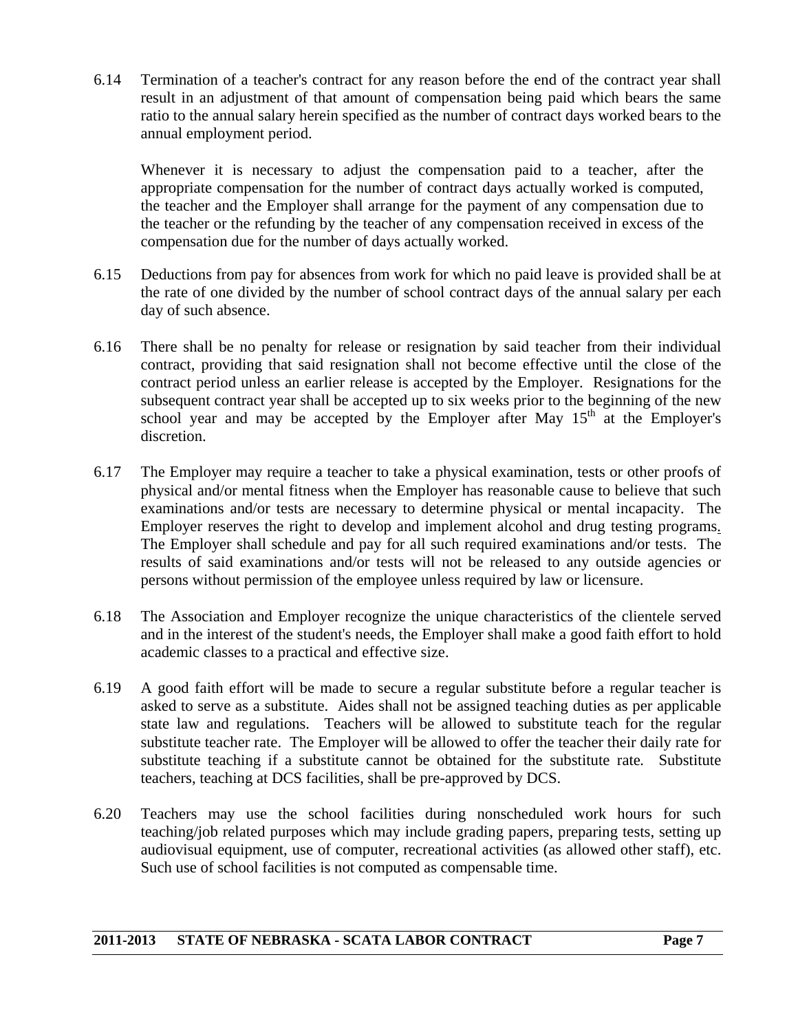6.14 Termination of a teacher's contract for any reason before the end of the contract year shall result in an adjustment of that amount of compensation being paid which bears the same ratio to the annual salary herein specified as the number of contract days worked bears to the annual employment period.

Whenever it is necessary to adjust the compensation paid to a teacher, after the appropriate compensation for the number of contract days actually worked is computed, the teacher and the Employer shall arrange for the payment of any compensation due to the teacher or the refunding by the teacher of any compensation received in excess of the compensation due for the number of days actually worked.

6.15 Deductions from pay for absences from work for which no paid leave is provided shall be at the rate of one divided by the number of school contract days of the annual salary per each day of such absence.

6.16 There shall be no penalty for release or resignation by said teacher from their individual contract, providing that said resignation shall not become effective until the close of the contract period unless an earlier release is accepted by the Employer. Resignations for the subsequent contract year shall be accepted up to six weeks prior to the beginning of the new school year and may be accepted by the Employer after May 15th at the Employer's discretion.

6.17 The Employer may require a teacher to take a physical examination, tests or other proofs of physical and/or mental fitness when the Employer has reasonable cause to believe that such examinations and/or tests are necessary to determine physical or mental incapacity. The Employer reserves the right to develop and implement alcohol and drug testing programs. The Employer shall schedule and pay for all such required examinations and/or tests. The results of said examinations and/or tests will not be released to any outside agencies or persons without permission of the employee unless required by law or licensure.

6.18 The Association and Employer recognize the unique characteristics of the clientele served and in the interest of the student's needs, the Employer shall make a good faith effort to hold academic classes to a practical and effective size.

6.19 A good faith effort will be made to secure a regular substitute before a regular teacher is asked to serve as a substitute. Aides shall not be assigned teaching duties as per applicable state law and regulations. Teachers will be allowed to substitute teach for the regular substitute teacher rate. The Employer will be allowed to offer the teacher their daily rate for substitute teaching if a substitute cannot be obtained for the substitute rate. Substitute teachers, teaching at DCS facilities, shall be pre-approved by DCS.

6.20 Teachers may use the school facilities during nonscheduled work hours for such teaching/job related purposes which may include grading papers, preparing tests, setting up audiovisual equipment, use of computer, recreational activities (as allowed other staff), etc. Such use of school facilities is not computed as compensable time.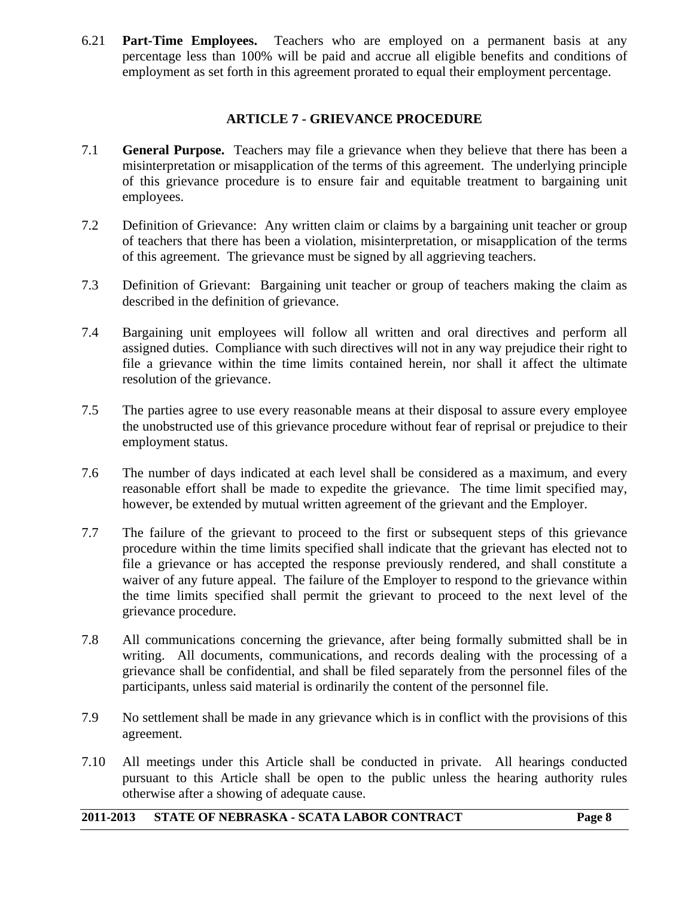6.21 **Part-Time Employees.** Teachers who are employed on a permanent basis at any percentage less than 100% will be paid and accrue all eligible benefits and conditions of employment as set forth in this agreement prorated to equal their employment percentage.

## ARTICLE 7 - GRIEVANCE PROCEDURE

7.1 **General Purpose.** Teachers may file a grievance when they believe that there has been a misinterpretation or misapplication of the terms of this agreement. The underlying principle of this grievance procedure is to ensure fair and equitable treatment to bargaining unit employees.

7.2 Definition of Grievance: Any written claim or claims by a bargaining unit teacher or group of teachers that there has been a violation, misinterpretation, or misapplication of the terms of this agreement. The grievance must be signed by all aggrieving teachers.

7.3 Definition of Grievant: Bargaining unit teacher or group of teachers making the claim as described in the definition of grievance.

7.4 Bargaining unit employees will follow all written and oral directives and perform all assigned duties. Compliance with such directives will not in any way prejudice their right to file a grievance within the time limits contained herein, nor shall it affect the ultimate resolution of the grievance.

7.5 The parties agree to use every reasonable means at their disposal to assure every employee the unobstructed use of this grievance procedure without fear of reprisal or prejudice to their employment status.

7.6 The number of days indicated at each level shall be considered as a maximum, and every reasonable effort shall be made to expedite the grievance. The time limit specified may, however, be extended by mutual written agreement of the grievant and the Employer.

7.7 The failure of the grievant to proceed to the first or subsequent steps of this grievance procedure within the time limits specified shall indicate that the grievant has elected not to file a grievance or has accepted the response previously rendered, and shall constitute a waiver of any future appeal. The failure of the Employer to respond to the grievance within the time limits specified shall permit the grievant to proceed to the next level of the grievance procedure.

7.8 All communications concerning the grievance, after being formally submitted shall be in writing. All documents, communications, and records dealing with the processing of a grievance shall be confidential, and shall be filed separately from the personnel files of the participants, unless said material is ordinarily the content of the personnel file.

7.9 No settlement shall be made in any grievance which is in conflict with the provisions of this agreement.

7.10 All meetings under this Article shall be conducted in private. All hearings conducted pursuant to this Article shall be open to the public unless the hearing authority rules otherwise after a showing of adequate cause.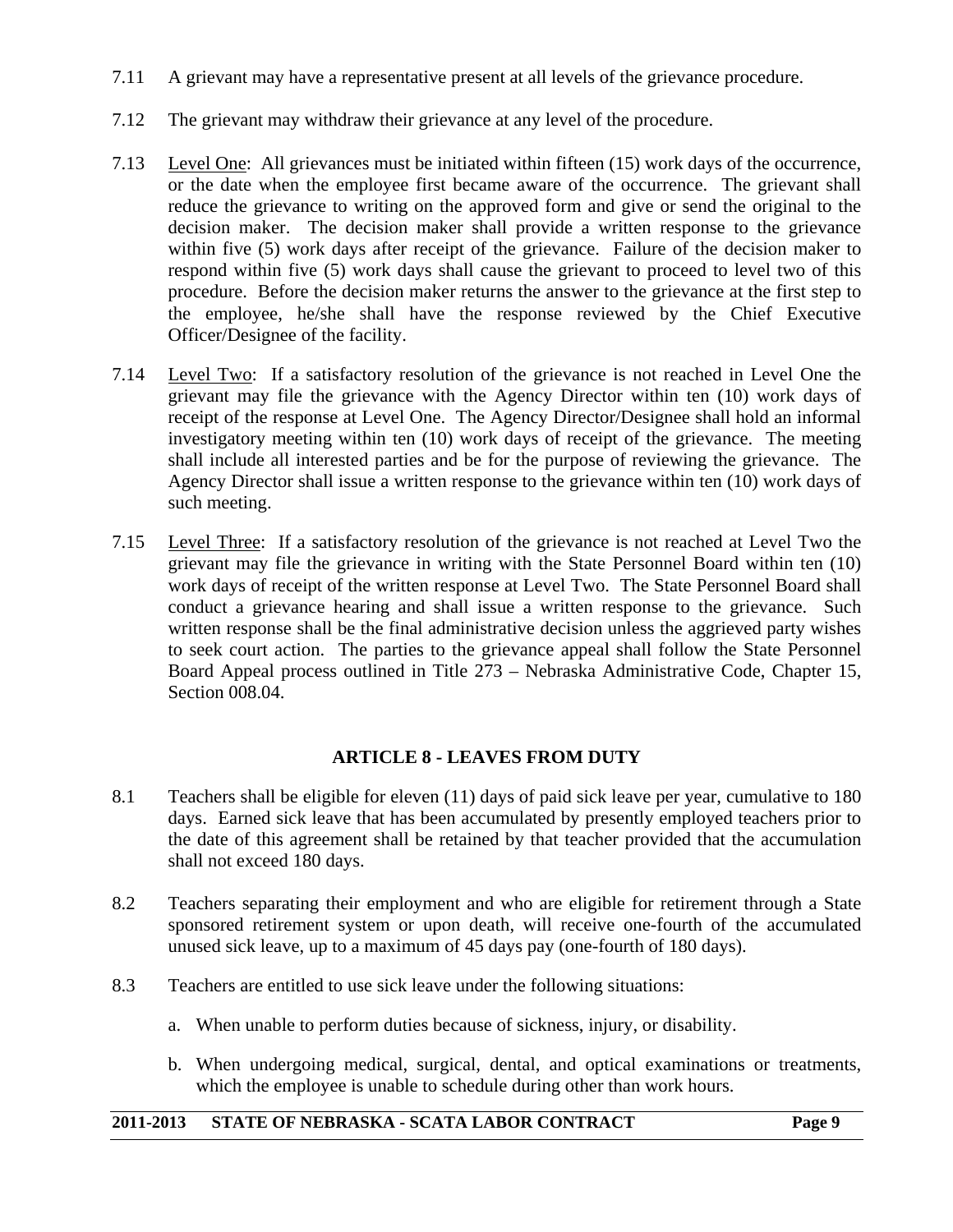7.11 A grievant may have a representative present at all levels of the grievance procedure.

7.12 The grievant may withdraw their grievance at any level of the procedure.

7.13 Level One: All grievances must be initiated within fifteen (15) work days of the occurrence, or the date when the employee first became aware of the occurrence. The grievant shall reduce the grievance to writing on the approved form and give or send the original to the decision maker. The decision maker shall provide a written response to the grievance within five (5) work days after receipt of the grievance. Failure of the decision maker to respond within five (5) work days shall cause the grievant to proceed to level two of this procedure. Before the decision maker returns the answer to the grievance at the first step to the employee, he/she shall have the response reviewed by the Chief Executive Officer/Designee of the facility.

7.14 Level Two: If a satisfactory resolution of the grievance is not reached in Level One the grievant may file the grievance with the Agency Director within ten (10) work days of receipt of the response at Level One. The Agency Director/Designee shall hold an informal investigatory meeting within ten (10) work days of receipt of the grievance. The meeting shall include all interested parties and be for the purpose of reviewing the grievance. The Agency Director shall issue a written response to the grievance within ten (10) work days of such meeting.

7.15 Level Three: If a satisfactory resolution of the grievance is not reached at Level Two the grievant may file the grievance in writing with the State Personnel Board within ten (10) work days of receipt of the written response at Level Two. The State Personnel Board shall conduct a grievance hearing and shall issue a written response to the grievance. Such written response shall be the final administrative decision unless the aggrieved party wishes to seek court action. The parties to the grievance appeal shall follow the State Personnel Board Appeal process outlined in Title 273 – Nebraska Administrative Code, Chapter 15, Section 008.04.

## ARTICLE 8 - LEAVES FROM DUTY

8.1 Teachers shall be eligible for eleven (11) days of paid sick leave per year, cumulative to 180 days. Earned sick leave that has been accumulated by presently employed teachers prior to the date of this agreement shall be retained by that teacher provided that the accumulation shall not exceed 180 days.

8.2 Teachers separating their employment and who are eligible for retirement through a State sponsored retirement system or upon death, will receive one-fourth of the accumulated unused sick leave, up to a maximum of 45 days pay (one-fourth of 180 days).

8.3 Teachers are entitled to use sick leave under the following situations:

a. When unable to perform duties because of sickness, injury, or disability.

b. When undergoing medical, surgical, dental, and optical examinations or treatments, which the employee is unable to schedule during other than work hours.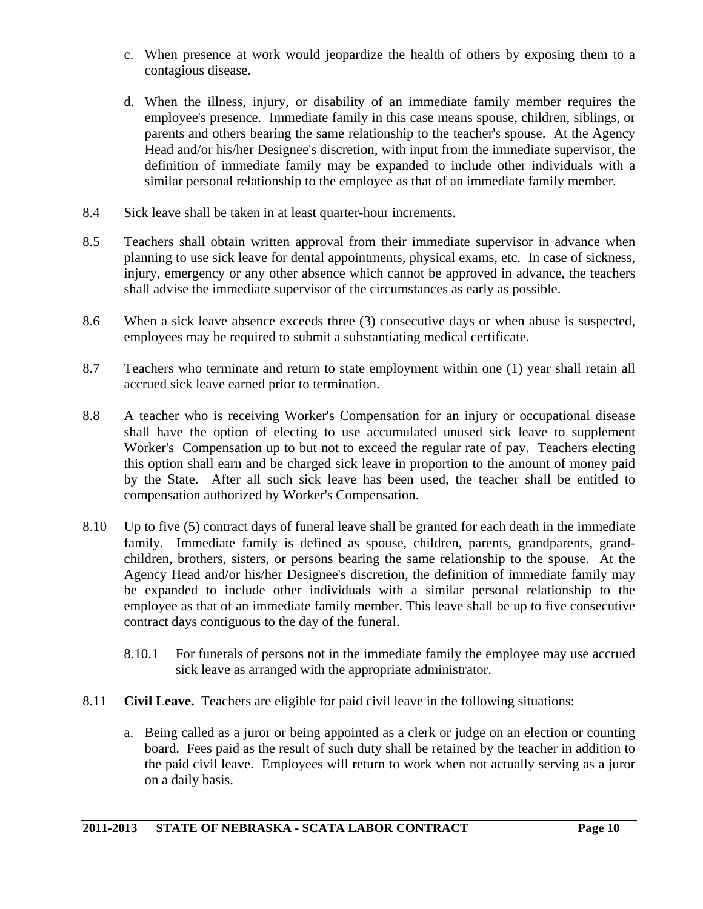c. When presence at work would jeopardize the health of others by exposing them to a contagious disease.

d. When the illness, injury, or disability of an immediate family member requires the employee's presence. Immediate family in this case means spouse, children, siblings, or parents and others bearing the same relationship to the teacher's spouse. At the Agency Head and/or his/her Designee's discretion, with input from the immediate supervisor, the definition of immediate family may be expanded to include other individuals with a similar personal relationship to the employee as that of an immediate family member.

8.4 Sick leave shall be taken in at least quarter-hour increments.

8.5 Teachers shall obtain written approval from their immediate supervisor in advance when planning to use sick leave for dental appointments, physical exams, etc. In case of sickness, injury, emergency or any other absence which cannot be approved in advance, the teachers shall advise the immediate supervisor of the circumstances as early as possible.

8.6 When a sick leave absence exceeds three (3) consecutive days or when abuse is suspected, employees may be required to submit a substantiating medical certificate.

8.7 Teachers who terminate and return to state employment within one (1) year shall retain all accrued sick leave earned prior to termination.

8.8 A teacher who is receiving Worker's Compensation for an injury or occupational disease shall have the option of electing to use accumulated unused sick leave to supplement Worker's Compensation up to but not to exceed the regular rate of pay. Teachers electing this option shall earn and be charged sick leave in proportion to the amount of money paid by the State. After all such sick leave has been used, the teacher shall be entitled to compensation authorized by Worker's Compensation.

8.10 Up to five (5) contract days of funeral leave shall be granted for each death in the immediate family. Immediate family is defined as spouse, children, parents, grandparents, grand-children, brothers, sisters, or persons bearing the same relationship to the spouse. At the Agency Head and/or his/her Designee's discretion, the definition of immediate family may be expanded to include other individuals with a similar personal relationship to the employee as that of an immediate family member. This leave shall be up to five consecutive contract days contiguous to the day of the funeral.

8.10.1 For funerals of persons not in the immediate family the employee may use accrued sick leave as arranged with the appropriate administrator.

8.11 **Civil Leave.** Teachers are eligible for paid civil leave in the following situations:

a. Being called as a juror or being appointed as a clerk or judge on an election or counting board. Fees paid as the result of such duty shall be retained by the teacher in addition to the paid civil leave. Employees will return to work when not actually serving as a juror on a daily basis.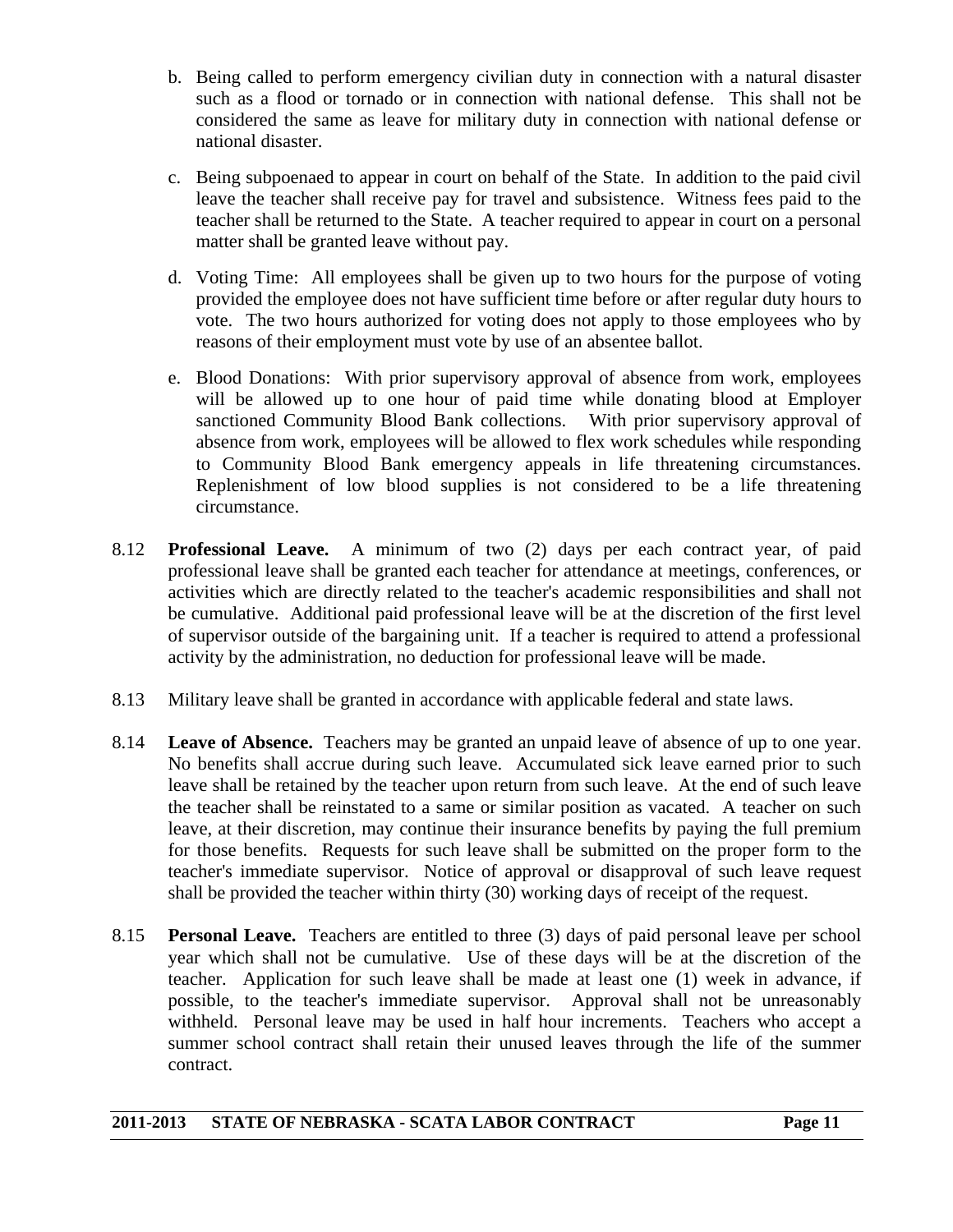b. Being called to perform emergency civilian duty in connection with a natural disaster such as a flood or tornado or in connection with national defense. This shall not be considered the same as leave for military duty in connection with national defense or national disaster.

c. Being subpoenaed to appear in court on behalf of the State. In addition to the paid civil leave the teacher shall receive pay for travel and subsistence. Witness fees paid to the teacher shall be returned to the State. A teacher required to appear in court on a personal matter shall be granted leave without pay.

d. Voting Time: All employees shall be given up to two hours for the purpose of voting provided the employee does not have sufficient time before or after regular duty hours to vote. The two hours authorized for voting does not apply to those employees who by reasons of their employment must vote by use of an absentee ballot.

e. Blood Donations: With prior supervisory approval of absence from work, employees will be allowed up to one hour of paid time while donating blood at Employer sanctioned Community Blood Bank collections. With prior supervisory approval of absence from work, employees will be allowed to flex work schedules while responding to Community Blood Bank emergency appeals in life threatening circumstances. Replenishment of low blood supplies is not considered to be a life threatening circumstance.

8.12 **Professional Leave.** A minimum of two (2) days per each contract year, of paid professional leave shall be granted each teacher for attendance at meetings, conferences, or activities which are directly related to the teacher's academic responsibilities and shall not be cumulative. Additional paid professional leave will be at the discretion of the first level of supervisor outside of the bargaining unit. If a teacher is required to attend a professional activity by the administration, no deduction for professional leave will be made.

8.13 Military leave shall be granted in accordance with applicable federal and state laws.

8.14 **Leave of Absence.** Teachers may be granted an unpaid leave of absence of up to one year. No benefits shall accrue during such leave. Accumulated sick leave earned prior to such leave shall be retained by the teacher upon return from such leave. At the end of such leave the teacher shall be reinstated to a same or similar position as vacated. A teacher on such leave, at their discretion, may continue their insurance benefits by paying the full premium for those benefits. Requests for such leave shall be submitted on the proper form to the teacher's immediate supervisor. Notice of approval or disapproval of such leave request shall be provided the teacher within thirty (30) working days of receipt of the request.

8.15 **Personal Leave.** Teachers are entitled to three (3) days of paid personal leave per school year which shall not be cumulative. Use of these days will be at the discretion of the teacher. Application for such leave shall be made at least one (1) week in advance, if possible, to the teacher's immediate supervisor. Approval shall not be unreasonably withheld. Personal leave may be used in half hour increments. Teachers who accept a summer school contract shall retain their unused leaves through the life of the summer contract.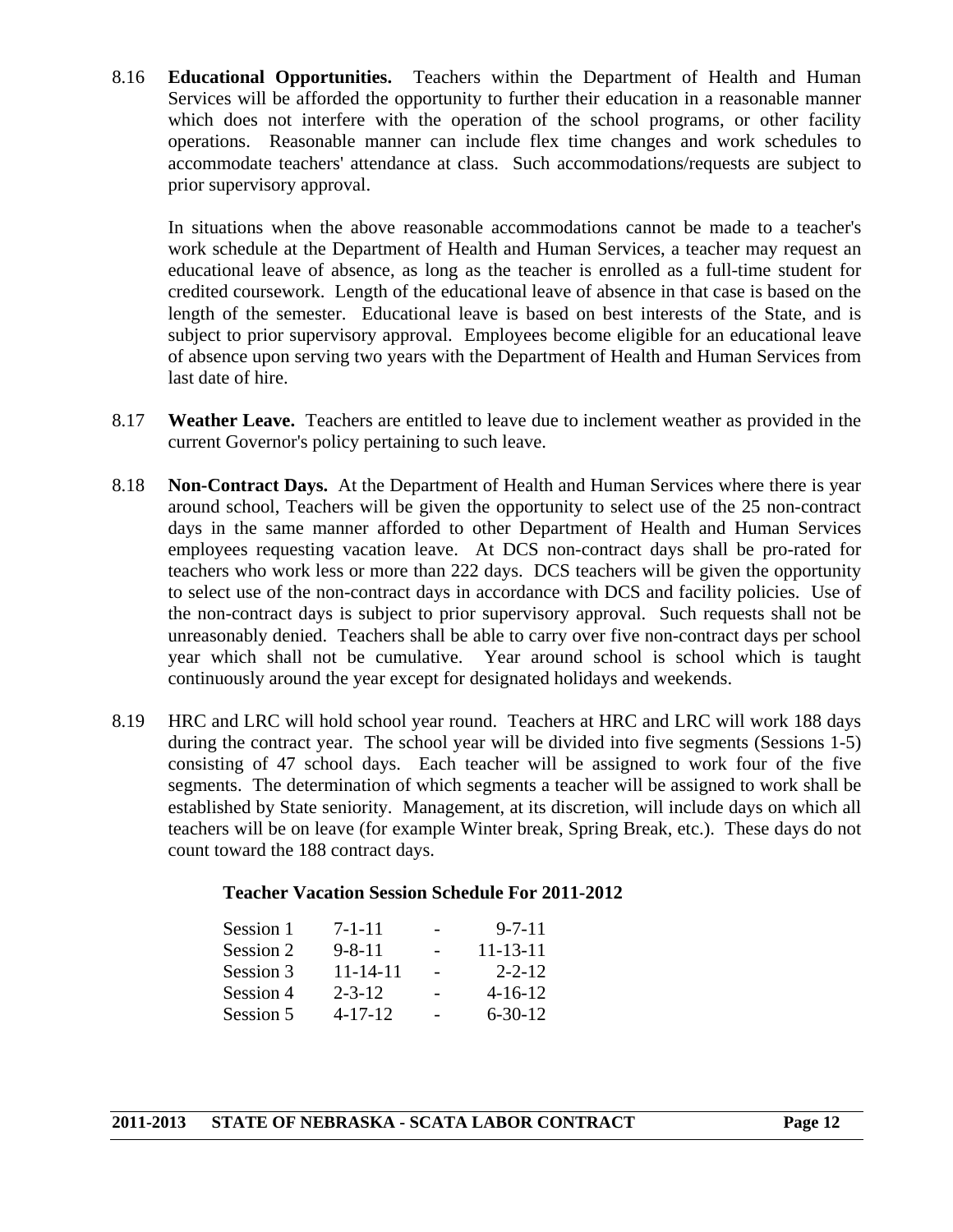8.16 **Educational Opportunities.** Teachers within the Department of Health and Human Services will be afforded the opportunity to further their education in a reasonable manner which does not interfere with the operation of the school programs, or other facility operations. Reasonable manner can include flex time changes and work schedules to accommodate teachers' attendance at class. Such accommodations/requests are subject to prior supervisory approval.

In situations when the above reasonable accommodations cannot be made to a teacher's work schedule at the Department of Health and Human Services, a teacher may request an educational leave of absence, as long as the teacher is enrolled as a full-time student for credited coursework. Length of the educational leave of absence in that case is based on the length of the semester. Educational leave is based on best interests of the State, and is subject to prior supervisory approval. Employees become eligible for an educational leave of absence upon serving two years with the Department of Health and Human Services from last date of hire.

8.17 **Weather Leave.** Teachers are entitled to leave due to inclement weather as provided in the current Governor's policy pertaining to such leave.

8.18 **Non-Contract Days.** At the Department of Health and Human Services where there is year around school, Teachers will be given the opportunity to select use of the 25 non-contract days in the same manner afforded to other Department of Health and Human Services employees requesting vacation leave. At DCS non-contract days shall be pro-rated for teachers who work less or more than 222 days. DCS teachers will be given the opportunity to select use of the non-contract days in accordance with DCS and facility policies. Use of the non-contract days is subject to prior supervisory approval. Such requests shall not be unreasonably denied. Teachers shall be able to carry over five non-contract days per school year which shall not be cumulative. Year around school is school which is taught continuously around the year except for designated holidays and weekends.

8.19 HRC and LRC will hold school year round. Teachers at HRC and LRC will work 188 days during the contract year. The school year will be divided into five segments (Sessions 1-5) consisting of 47 school days. Each teacher will be assigned to work four of the five segments. The determination of which segments a teacher will be assigned to work shall be established by State seniority. Management, at its discretion, will include days on which all teachers will be on leave (for example Winter break, Spring Break, etc.). These days do not count toward the 188 contract days.

**Teacher Vacation Session Schedule For 2011-2012**

| Session | Start | | End |
|---|---|---|---|
| Session 1 | 7-1-11 | - | 9-7-11 |
| Session 2 | 9-8-11 | - | 11-13-11 |
| Session 3 | 11-14-11 | - | 2-2-12 |
| Session 4 | 2-3-12 | - | 4-16-12 |
| Session 5 | 4-17-12 | - | 6-30-12 |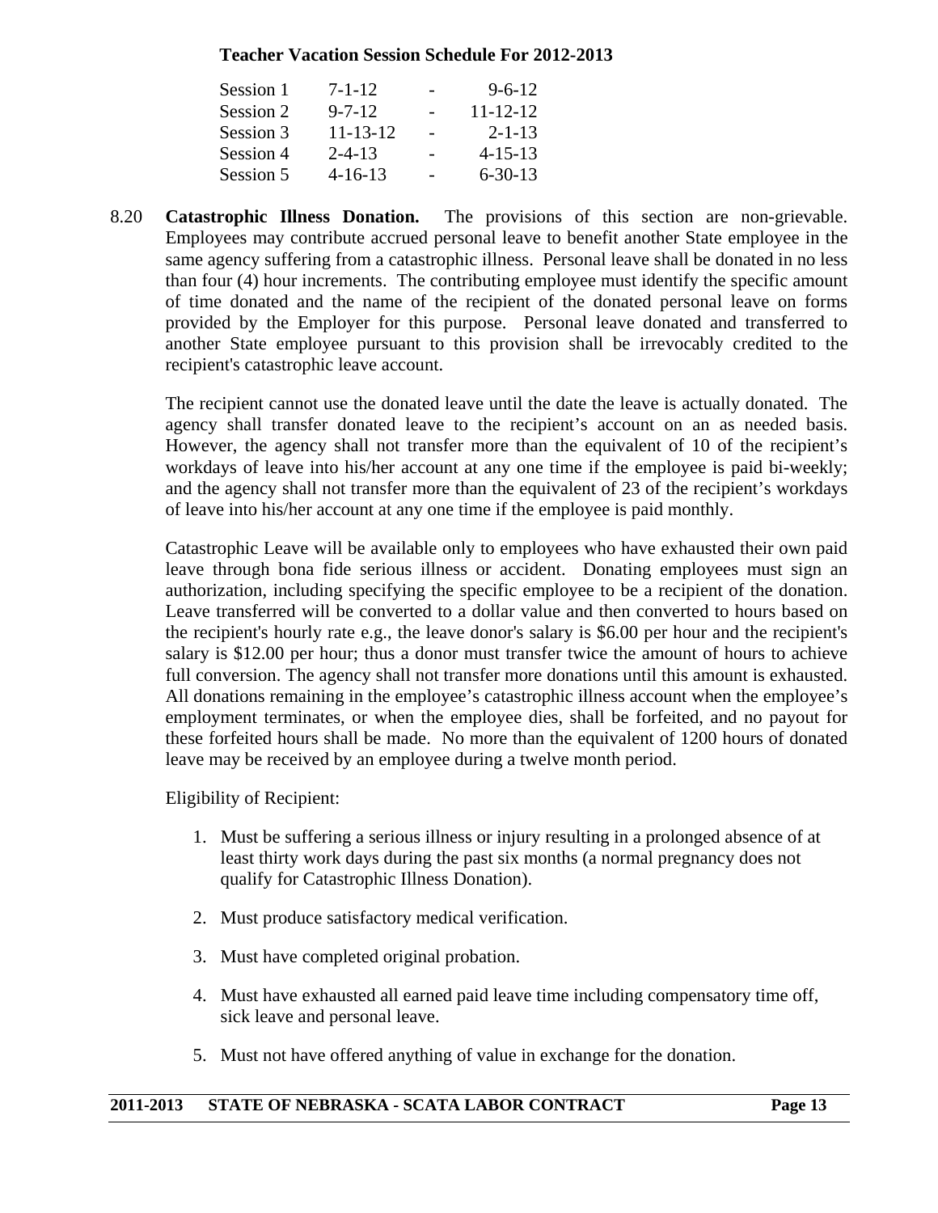**Teacher Vacation Session Schedule For 2012-2013**

| | | | |
|---|---|---|---|
| Session 1 | 7-1-12 | - | 9-6-12 |
| Session 2 | 9-7-12 | - | 11-12-12 |
| Session 3 | 11-13-12 | - | 2-1-13 |
| Session 4 | 2-4-13 | - | 4-15-13 |
| Session 5 | 4-16-13 | - | 6-30-13 |

8.20 **Catastrophic Illness Donation.** The provisions of this section are non-grievable. Employees may contribute accrued personal leave to benefit another State employee in the same agency suffering from a catastrophic illness. Personal leave shall be donated in no less than four (4) hour increments. The contributing employee must identify the specific amount of time donated and the name of the recipient of the donated personal leave on forms provided by the Employer for this purpose. Personal leave donated and transferred to another State employee pursuant to this provision shall be irrevocably credited to the recipient's catastrophic leave account.

The recipient cannot use the donated leave until the date the leave is actually donated. The agency shall transfer donated leave to the recipient's account on an as needed basis. However, the agency shall not transfer more than the equivalent of 10 of the recipient's workdays of leave into his/her account at any one time if the employee is paid bi-weekly; and the agency shall not transfer more than the equivalent of 23 of the recipient's workdays of leave into his/her account at any one time if the employee is paid monthly.

Catastrophic Leave will be available only to employees who have exhausted their own paid leave through bona fide serious illness or accident. Donating employees must sign an authorization, including specifying the specific employee to be a recipient of the donation. Leave transferred will be converted to a dollar value and then converted to hours based on the recipient's hourly rate e.g., the leave donor's salary is $6.00 per hour and the recipient's salary is $12.00 per hour; thus a donor must transfer twice the amount of hours to achieve full conversion. The agency shall not transfer more donations until this amount is exhausted. All donations remaining in the employee's catastrophic illness account when the employee's employment terminates, or when the employee dies, shall be forfeited, and no payout for these forfeited hours shall be made. No more than the equivalent of 1200 hours of donated leave may be received by an employee during a twelve month period.

Eligibility of Recipient:

1. Must be suffering a serious illness or injury resulting in a prolonged absence of at least thirty work days during the past six months (a normal pregnancy does not qualify for Catastrophic Illness Donation).

2. Must produce satisfactory medical verification.

3. Must have completed original probation.

4. Must have exhausted all earned paid leave time including compensatory time off, sick leave and personal leave.

5. Must not have offered anything of value in exchange for the donation.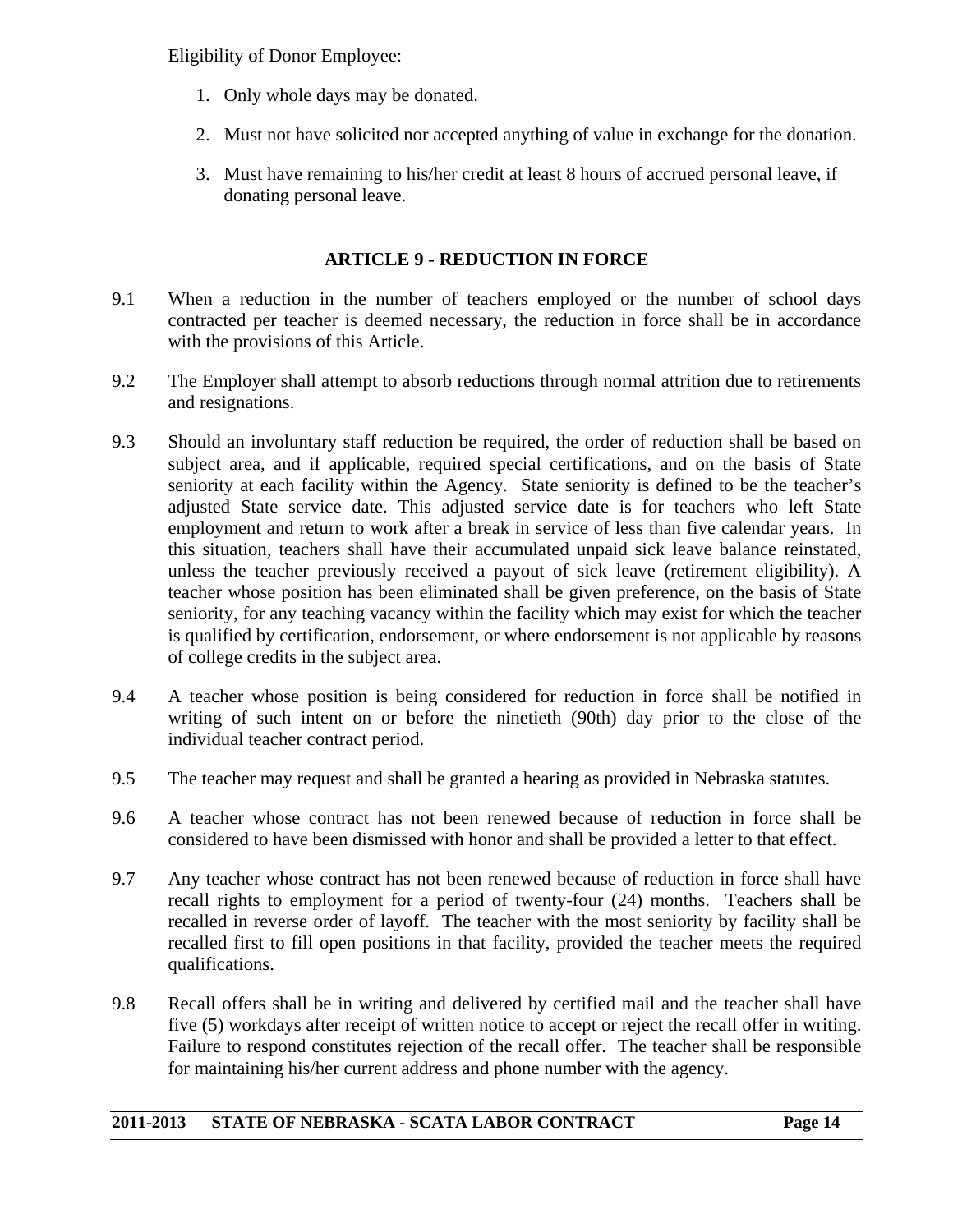Eligibility of Donor Employee:

1. Only whole days may be donated.
2. Must not have solicited nor accepted anything of value in exchange for the donation.
3. Must have remaining to his/her credit at least 8 hours of accrued personal leave, if donating personal leave.

## ARTICLE 9 - REDUCTION IN FORCE

9.1 When a reduction in the number of teachers employed or the number of school days contracted per teacher is deemed necessary, the reduction in force shall be in accordance with the provisions of this Article.

9.2 The Employer shall attempt to absorb reductions through normal attrition due to retirements and resignations.

9.3 Should an involuntary staff reduction be required, the order of reduction shall be based on subject area, and if applicable, required special certifications, and on the basis of State seniority at each facility within the Agency. State seniority is defined to be the teacher's adjusted State service date. This adjusted service date is for teachers who left State employment and return to work after a break in service of less than five calendar years. In this situation, teachers shall have their accumulated unpaid sick leave balance reinstated, unless the teacher previously received a payout of sick leave (retirement eligibility). A teacher whose position has been eliminated shall be given preference, on the basis of State seniority, for any teaching vacancy within the facility which may exist for which the teacher is qualified by certification, endorsement, or where endorsement is not applicable by reasons of college credits in the subject area.

9.4 A teacher whose position is being considered for reduction in force shall be notified in writing of such intent on or before the ninetieth (90th) day prior to the close of the individual teacher contract period.

9.5 The teacher may request and shall be granted a hearing as provided in Nebraska statutes.

9.6 A teacher whose contract has not been renewed because of reduction in force shall be considered to have been dismissed with honor and shall be provided a letter to that effect.

9.7 Any teacher whose contract has not been renewed because of reduction in force shall have recall rights to employment for a period of twenty-four (24) months. Teachers shall be recalled in reverse order of layoff. The teacher with the most seniority by facility shall be recalled first to fill open positions in that facility, provided the teacher meets the required qualifications.

9.8 Recall offers shall be in writing and delivered by certified mail and the teacher shall have five (5) workdays after receipt of written notice to accept or reject the recall offer in writing. Failure to respond constitutes rejection of the recall offer. The teacher shall be responsible for maintaining his/her current address and phone number with the agency.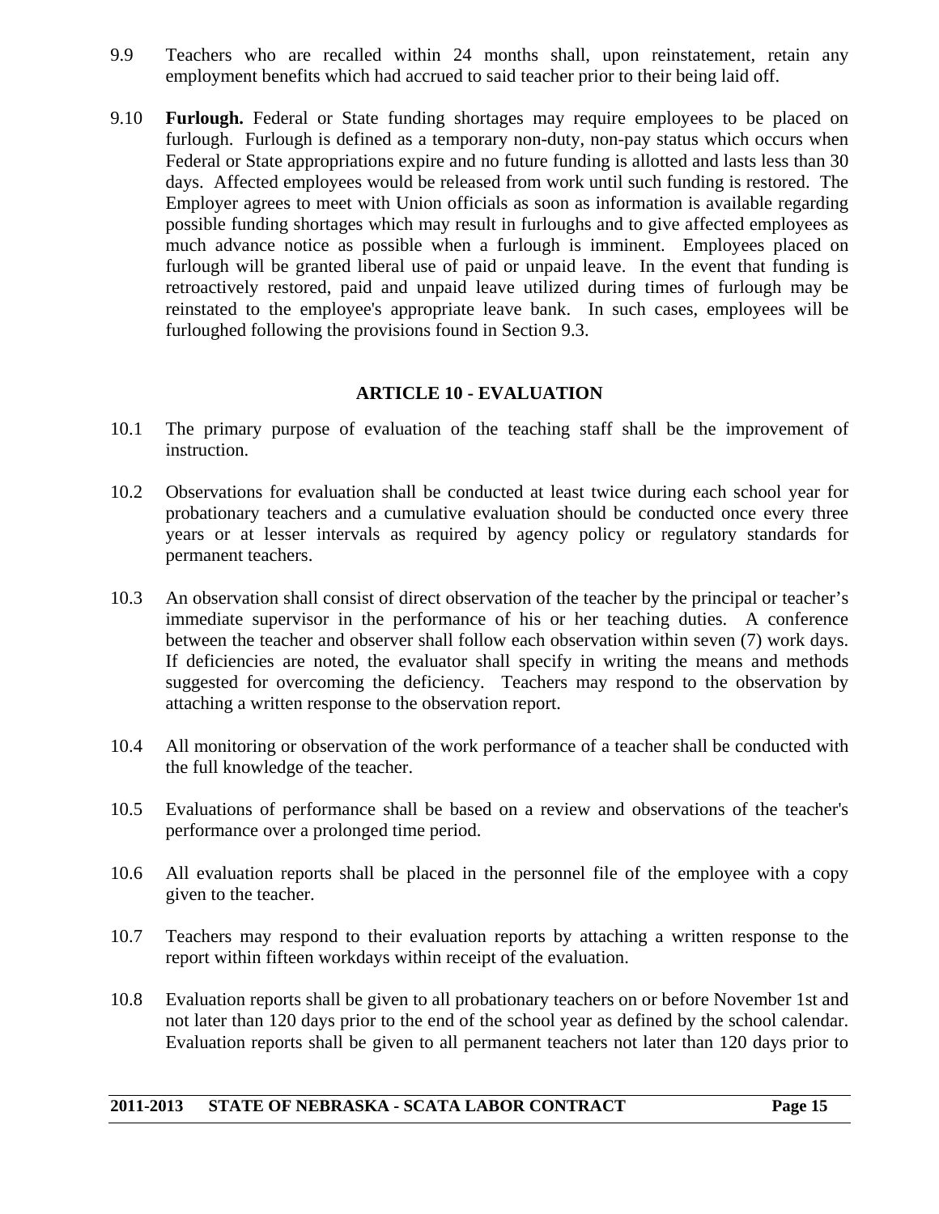9.9 Teachers who are recalled within 24 months shall, upon reinstatement, retain any employment benefits which had accrued to said teacher prior to their being laid off.

9.10 **Furlough.** Federal or State funding shortages may require employees to be placed on furlough. Furlough is defined as a temporary non-duty, non-pay status which occurs when Federal or State appropriations expire and no future funding is allotted and lasts less than 30 days. Affected employees would be released from work until such funding is restored. The Employer agrees to meet with Union officials as soon as information is available regarding possible funding shortages which may result in furloughs and to give affected employees as much advance notice as possible when a furlough is imminent. Employees placed on furlough will be granted liberal use of paid or unpaid leave. In the event that funding is retroactively restored, paid and unpaid leave utilized during times of furlough may be reinstated to the employee's appropriate leave bank. In such cases, employees will be furloughed following the provisions found in Section 9.3.

## ARTICLE 10 - EVALUATION

10.1 The primary purpose of evaluation of the teaching staff shall be the improvement of instruction.

10.2 Observations for evaluation shall be conducted at least twice during each school year for probationary teachers and a cumulative evaluation should be conducted once every three years or at lesser intervals as required by agency policy or regulatory standards for permanent teachers.

10.3 An observation shall consist of direct observation of the teacher by the principal or teacher's immediate supervisor in the performance of his or her teaching duties. A conference between the teacher and observer shall follow each observation within seven (7) work days. If deficiencies are noted, the evaluator shall specify in writing the means and methods suggested for overcoming the deficiency. Teachers may respond to the observation by attaching a written response to the observation report.

10.4 All monitoring or observation of the work performance of a teacher shall be conducted with the full knowledge of the teacher.

10.5 Evaluations of performance shall be based on a review and observations of the teacher's performance over a prolonged time period.

10.6 All evaluation reports shall be placed in the personnel file of the employee with a copy given to the teacher.

10.7 Teachers may respond to their evaluation reports by attaching a written response to the report within fifteen workdays within receipt of the evaluation.

10.8 Evaluation reports shall be given to all probationary teachers on or before November 1st and not later than 120 days prior to the end of the school year as defined by the school calendar. Evaluation reports shall be given to all permanent teachers not later than 120 days prior to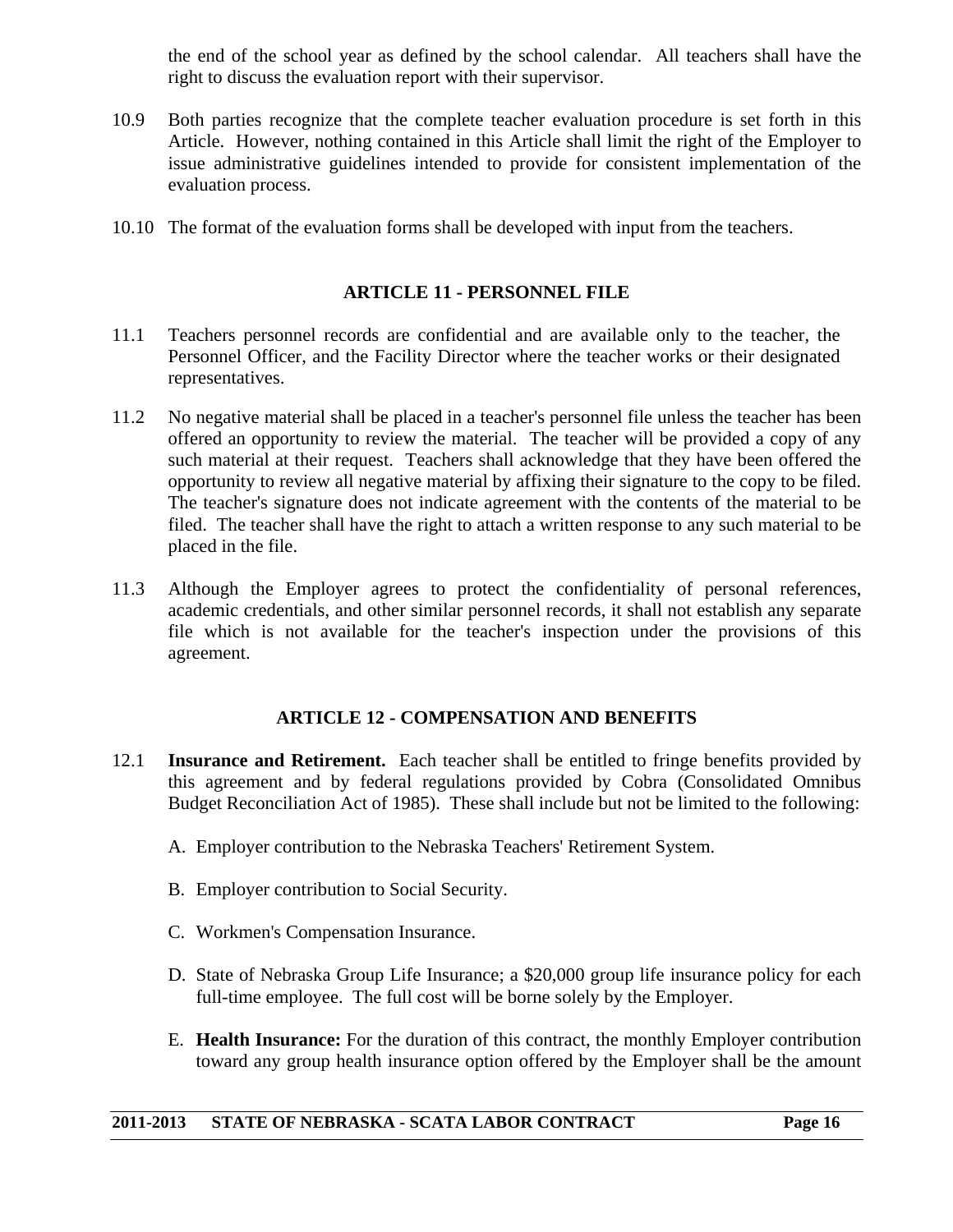the end of the school year as defined by the school calendar. All teachers shall have the right to discuss the evaluation report with their supervisor.

10.9 Both parties recognize that the complete teacher evaluation procedure is set forth in this Article. However, nothing contained in this Article shall limit the right of the Employer to issue administrative guidelines intended to provide for consistent implementation of the evaluation process.

10.10 The format of the evaluation forms shall be developed with input from the teachers.

## ARTICLE 11 - PERSONNEL FILE

11.1 Teachers personnel records are confidential and are available only to the teacher, the Personnel Officer, and the Facility Director where the teacher works or their designated representatives.

11.2 No negative material shall be placed in a teacher's personnel file unless the teacher has been offered an opportunity to review the material. The teacher will be provided a copy of any such material at their request. Teachers shall acknowledge that they have been offered the opportunity to review all negative material by affixing their signature to the copy to be filed. The teacher's signature does not indicate agreement with the contents of the material to be filed. The teacher shall have the right to attach a written response to any such material to be placed in the file.

11.3 Although the Employer agrees to protect the confidentiality of personal references, academic credentials, and other similar personnel records, it shall not establish any separate file which is not available for the teacher's inspection under the provisions of this agreement.

## ARTICLE 12 - COMPENSATION AND BENEFITS

12.1 **Insurance and Retirement.** Each teacher shall be entitled to fringe benefits provided by this agreement and by federal regulations provided by Cobra (Consolidated Omnibus Budget Reconciliation Act of 1985). These shall include but not be limited to the following:

A. Employer contribution to the Nebraska Teachers' Retirement System.

B. Employer contribution to Social Security.

C. Workmen's Compensation Insurance.

D. State of Nebraska Group Life Insurance; a $20,000 group life insurance policy for each full-time employee. The full cost will be borne solely by the Employer.

E. **Health Insurance:** For the duration of this contract, the monthly Employer contribution toward any group health insurance option offered by the Employer shall be the amount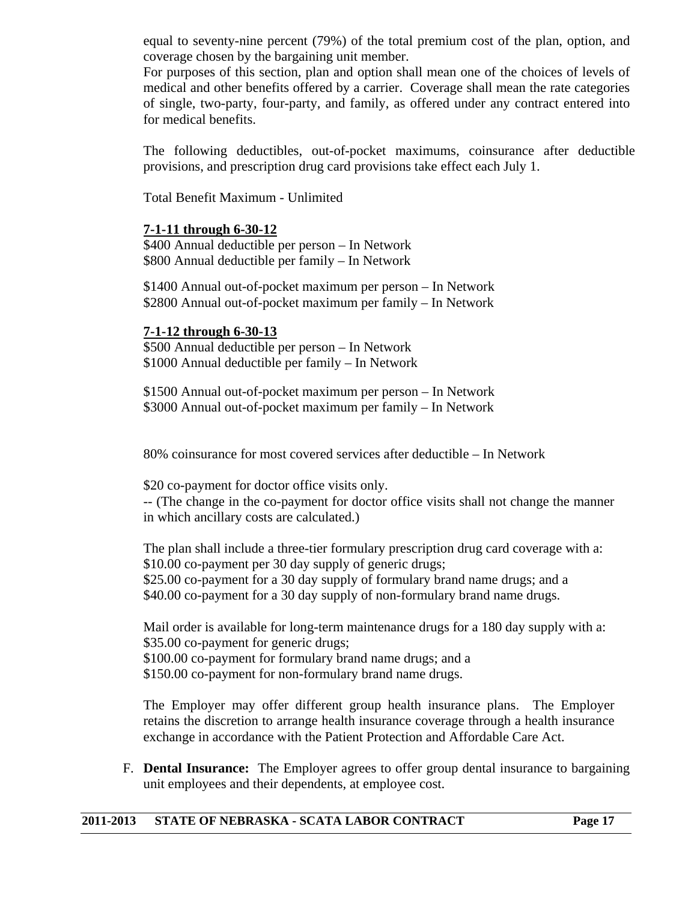equal to seventy-nine percent (79%) of the total premium cost of the plan, option, and coverage chosen by the bargaining unit member.

For purposes of this section, plan and option shall mean one of the choices of levels of medical and other benefits offered by a carrier. Coverage shall mean the rate categories of single, two-party, four-party, and family, as offered under any contract entered into for medical benefits.

The following deductibles, out-of-pocket maximums, coinsurance after deductible provisions, and prescription drug card provisions take effect each July 1.

Total Benefit Maximum - Unlimited

**7-1-11 through 6-30-12**

$400 Annual deductible per person – In Network
$800 Annual deductible per family – In Network

$1400 Annual out-of-pocket maximum per person – In Network
$2800 Annual out-of-pocket maximum per family – In Network

**7-1-12 through 6-30-13**

$500 Annual deductible per person – In Network
$1000 Annual deductible per family – In Network

$1500 Annual out-of-pocket maximum per person – In Network
$3000 Annual out-of-pocket maximum per family – In Network

80% coinsurance for most covered services after deductible – In Network

$20 co-payment for doctor office visits only.
-- (The change in the co-payment for doctor office visits shall not change the manner in which ancillary costs are calculated.)

The plan shall include a three-tier formulary prescription drug card coverage with a:
$10.00 co-payment per 30 day supply of generic drugs;
$25.00 co-payment for a 30 day supply of formulary brand name drugs; and a
$40.00 co-payment for a 30 day supply of non-formulary brand name drugs.

Mail order is available for long-term maintenance drugs for a 180 day supply with a:
$35.00 co-payment for generic drugs;
$100.00 co-payment for formulary brand name drugs; and a
$150.00 co-payment for non-formulary brand name drugs.

The Employer may offer different group health insurance plans. The Employer retains the discretion to arrange health insurance coverage through a health insurance exchange in accordance with the Patient Protection and Affordable Care Act.

F. **Dental Insurance:** The Employer agrees to offer group dental insurance to bargaining unit employees and their dependents, at employee cost.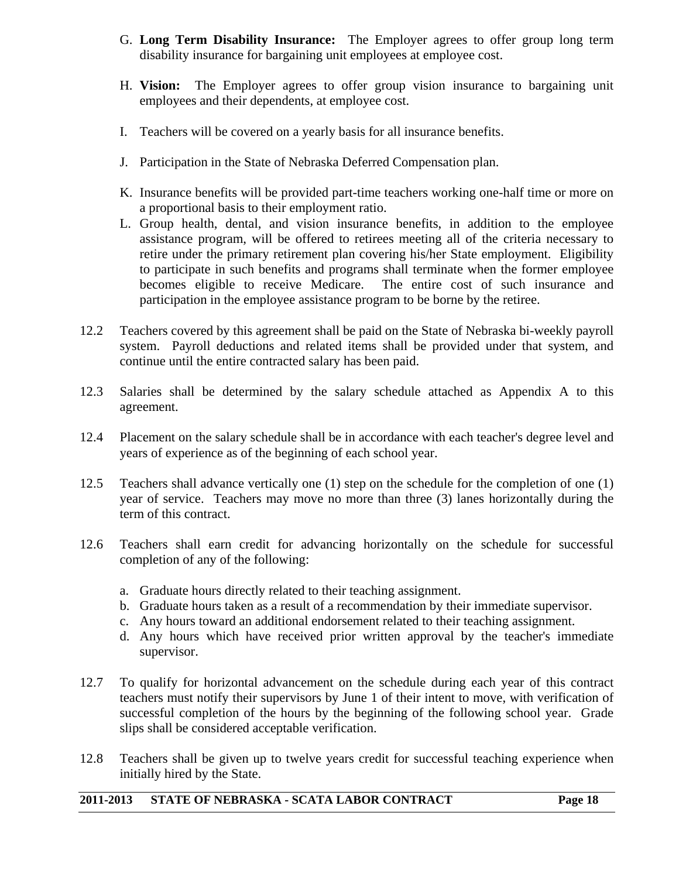G. **Long Term Disability Insurance:** The Employer agrees to offer group long term disability insurance for bargaining unit employees at employee cost.

H. **Vision:** The Employer agrees to offer group vision insurance to bargaining unit employees and their dependents, at employee cost.

I. Teachers will be covered on a yearly basis for all insurance benefits.

J. Participation in the State of Nebraska Deferred Compensation plan.

K. Insurance benefits will be provided part-time teachers working one-half time or more on a proportional basis to their employment ratio.

L. Group health, dental, and vision insurance benefits, in addition to the employee assistance program, will be offered to retirees meeting all of the criteria necessary to retire under the primary retirement plan covering his/her State employment. Eligibility to participate in such benefits and programs shall terminate when the former employee becomes eligible to receive Medicare. The entire cost of such insurance and participation in the employee assistance program to be borne by the retiree.

12.2 Teachers covered by this agreement shall be paid on the State of Nebraska bi-weekly payroll system. Payroll deductions and related items shall be provided under that system, and continue until the entire contracted salary has been paid.

12.3 Salaries shall be determined by the salary schedule attached as Appendix A to this agreement.

12.4 Placement on the salary schedule shall be in accordance with each teacher's degree level and years of experience as of the beginning of each school year.

12.5 Teachers shall advance vertically one (1) step on the schedule for the completion of one (1) year of service. Teachers may move no more than three (3) lanes horizontally during the term of this contract.

12.6 Teachers shall earn credit for advancing horizontally on the schedule for successful completion of any of the following:

a. Graduate hours directly related to their teaching assignment.
b. Graduate hours taken as a result of a recommendation by their immediate supervisor.
c. Any hours toward an additional endorsement related to their teaching assignment.
d. Any hours which have received prior written approval by the teacher's immediate supervisor.

12.7 To qualify for horizontal advancement on the schedule during each year of this contract teachers must notify their supervisors by June 1 of their intent to move, with verification of successful completion of the hours by the beginning of the following school year. Grade slips shall be considered acceptable verification.

12.8 Teachers shall be given up to twelve years credit for successful teaching experience when initially hired by the State.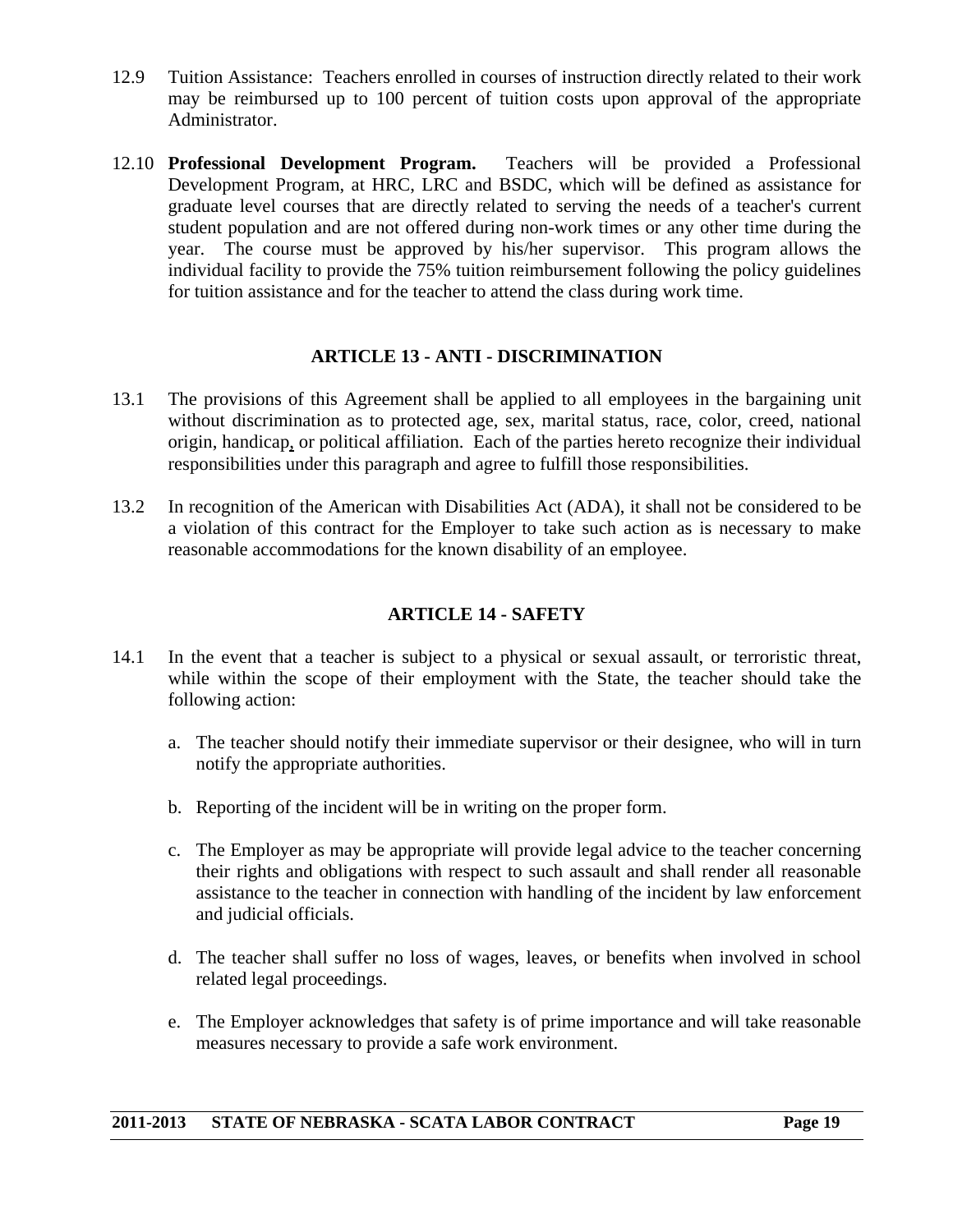12.9 Tuition Assistance: Teachers enrolled in courses of instruction directly related to their work may be reimbursed up to 100 percent of tuition costs upon approval of the appropriate Administrator.

12.10 **Professional Development Program.** Teachers will be provided a Professional Development Program, at HRC, LRC and BSDC, which will be defined as assistance for graduate level courses that are directly related to serving the needs of a teacher's current student population and are not offered during non-work times or any other time during the year. The course must be approved by his/her supervisor. This program allows the individual facility to provide the 75% tuition reimbursement following the policy guidelines for tuition assistance and for the teacher to attend the class during work time.

## ARTICLE 13 - ANTI - DISCRIMINATION

13.1 The provisions of this Agreement shall be applied to all employees in the bargaining unit without discrimination as to protected age, sex, marital status, race, color, creed, national origin, handicap, or political affiliation. Each of the parties hereto recognize their individual responsibilities under this paragraph and agree to fulfill those responsibilities.

13.2 In recognition of the American with Disabilities Act (ADA), it shall not be considered to be a violation of this contract for the Employer to take such action as is necessary to make reasonable accommodations for the known disability of an employee.

## ARTICLE 14 - SAFETY

14.1 In the event that a teacher is subject to a physical or sexual assault, or terroristic threat, while within the scope of their employment with the State, the teacher should take the following action:

a. The teacher should notify their immediate supervisor or their designee, who will in turn notify the appropriate authorities.

b. Reporting of the incident will be in writing on the proper form.

c. The Employer as may be appropriate will provide legal advice to the teacher concerning their rights and obligations with respect to such assault and shall render all reasonable assistance to the teacher in connection with handling of the incident by law enforcement and judicial officials.

d. The teacher shall suffer no loss of wages, leaves, or benefits when involved in school related legal proceedings.

e. The Employer acknowledges that safety is of prime importance and will take reasonable measures necessary to provide a safe work environment.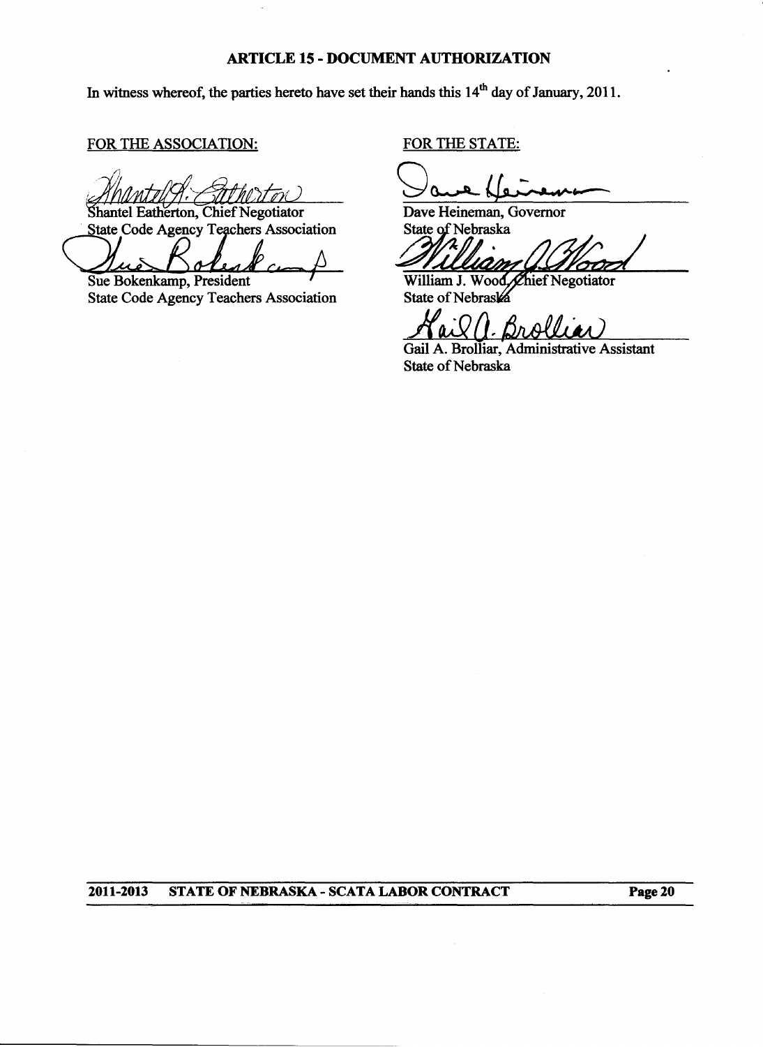## ARTICLE 15 - DOCUMENT AUTHORIZATION

In witness whereof, the parties hereto have set their hands this 14th day of January, 2011.

FOR THE ASSOCIATION:

Shantel Eatherton, Chief Negotiator
State Code Agency Teachers Association

Sue Bokenkamp, President
State Code Agency Teachers Association

FOR THE STATE:

Dave Heineman, Governor
State of Nebraska

William J. Wood, Chief Negotiator
State of Nebraska

Gail A. Brolliar, Administrative Assistant
State of Nebraska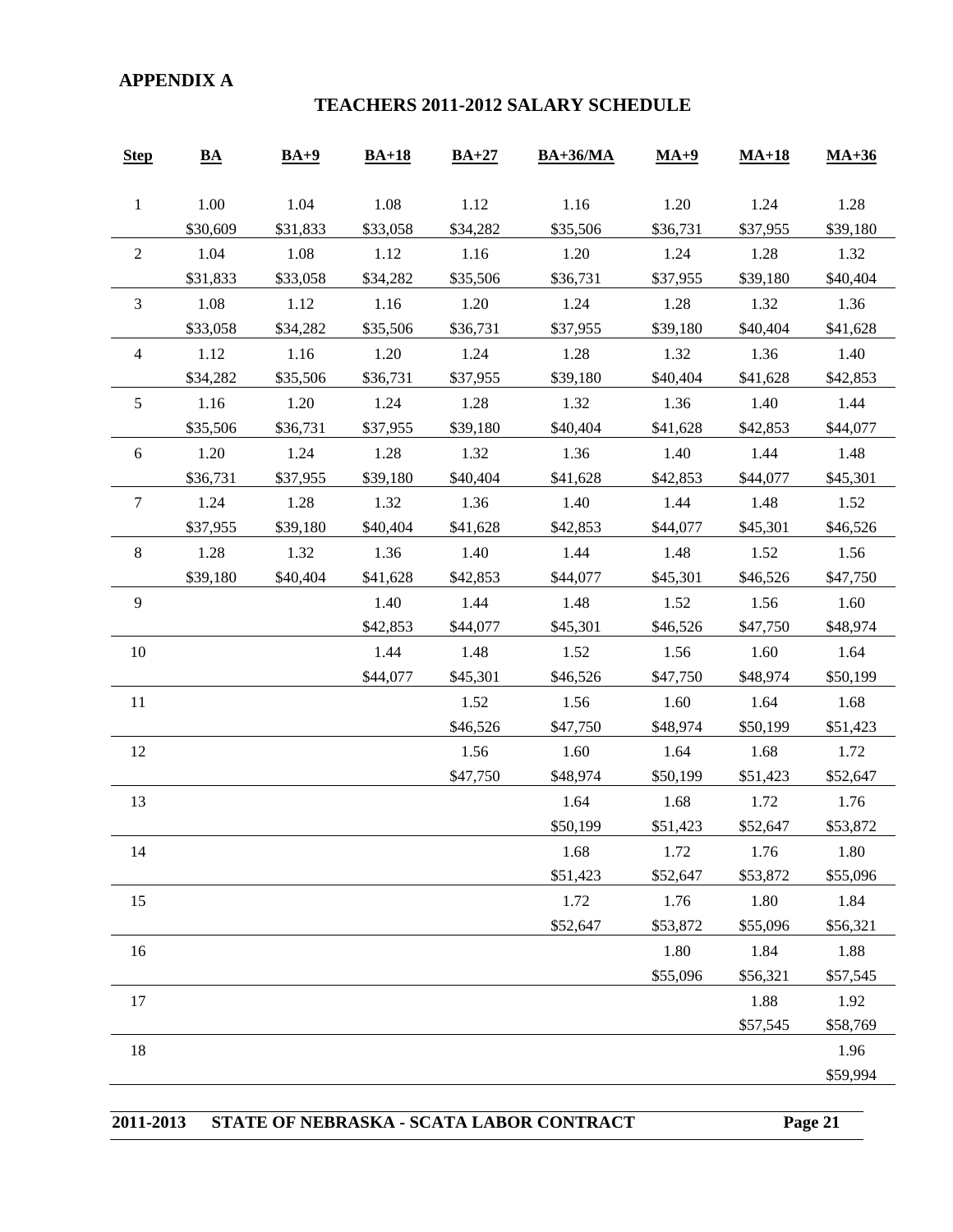**APPENDIX A**

## TEACHERS 2011-2012 SALARY SCHEDULE

| Step | BA | BA+9 | BA+18 | BA+27 | BA+36/MA | MA+9 | MA+18 | MA+36 |
|---|---|---|---|---|---|---|---|---|
| 1 | 1.00<br>$30,609 | 1.04<br>$31,833 | 1.08<br>$33,058 | 1.12<br>$34,282 | 1.16<br>$35,506 | 1.20<br>$36,731 | 1.24<br>$37,955 | 1.28<br>$39,180 |
| 2 | 1.04<br>$31,833 | 1.08<br>$33,058 | 1.12<br>$34,282 | 1.16<br>$35,506 | 1.20<br>$36,731 | 1.24<br>$37,955 | 1.28<br>$39,180 | 1.32<br>$40,404 |
| 3 | 1.08<br>$33,058 | 1.12<br>$34,282 | 1.16<br>$35,506 | 1.20<br>$36,731 | 1.24<br>$37,955 | 1.28<br>$39,180 | 1.32<br>$40,404 | 1.36<br>$41,628 |
| 4 | 1.12<br>$34,282 | 1.16<br>$35,506 | 1.20<br>$36,731 | 1.24<br>$37,955 | 1.28<br>$39,180 | 1.32<br>$40,404 | 1.36<br>$41,628 | 1.40<br>$42,853 |
| 5 | 1.16<br>$35,506 | 1.20<br>$36,731 | 1.24<br>$37,955 | 1.28<br>$39,180 | 1.32<br>$40,404 | 1.36<br>$41,628 | 1.40<br>$42,853 | 1.44<br>$44,077 |
| 6 | 1.20<br>$36,731 | 1.24<br>$37,955 | 1.28<br>$39,180 | 1.32<br>$40,404 | 1.36<br>$41,628 | 1.40<br>$42,853 | 1.44<br>$44,077 | 1.48<br>$45,301 |
| 7 | 1.24<br>$37,955 | 1.28<br>$39,180 | 1.32<br>$40,404 | 1.36<br>$41,628 | 1.40<br>$42,853 | 1.44<br>$44,077 | 1.48<br>$45,301 | 1.52<br>$46,526 |
| 8 | 1.28<br>$39,180 | 1.32<br>$40,404 | 1.36<br>$41,628 | 1.40<br>$42,853 | 1.44<br>$44,077 | 1.48<br>$45,301 | 1.52<br>$46,526 | 1.56<br>$47,750 |
| 9 | | | 1.40<br>$42,853 | 1.44<br>$44,077 | 1.48<br>$45,301 | 1.52<br>$46,526 | 1.56<br>$47,750 | 1.60<br>$48,974 |
| 10 | | | 1.44<br>$44,077 | 1.48<br>$45,301 | 1.52<br>$46,526 | 1.56<br>$47,750 | 1.60<br>$48,974 | 1.64<br>$50,199 |
| 11 | | | | 1.52<br>$46,526 | 1.56<br>$47,750 | 1.60<br>$48,974 | 1.64<br>$50,199 | 1.68<br>$51,423 |
| 12 | | | | 1.56<br>$47,750 | 1.60<br>$48,974 | 1.64<br>$50,199 | 1.68<br>$51,423 | 1.72<br>$52,647 |
| 13 | | | | | 1.64<br>$50,199 | 1.68<br>$51,423 | 1.72<br>$52,647 | 1.76<br>$53,872 |
| 14 | | | | | 1.68<br>$51,423 | 1.72<br>$52,647 | 1.76<br>$53,872 | 1.80<br>$55,096 |
| 15 | | | | | 1.72<br>$52,647 | 1.76<br>$53,872 | 1.80<br>$55,096 | 1.84<br>$56,321 |
| 16 | | | | | | 1.80<br>$55,096 | 1.84<br>$56,321 | 1.88<br>$57,545 |
| 17 | | | | | | | 1.88<br>$57,545 | 1.92<br>$58,769 |
| 18 | | | | | | | | 1.96<br>$59,994 |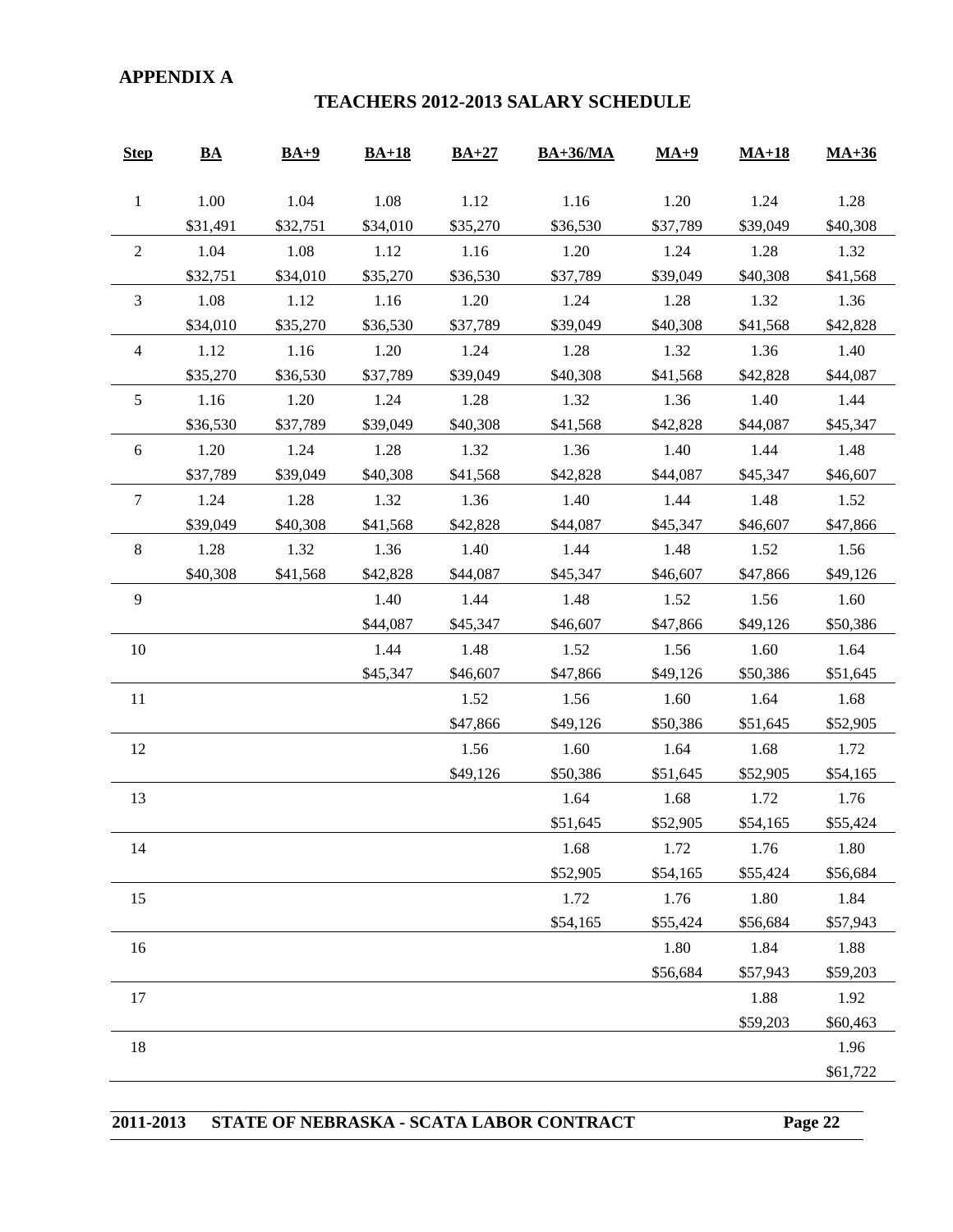**APPENDIX A**

## TEACHERS 2012-2013 SALARY SCHEDULE

| Step | BA | BA+9 | BA+18 | BA+27 | BA+36/MA | MA+9 | MA+18 | MA+36 |
|---|---|---|---|---|---|---|---|---|
| 1 | 1.00 | 1.04 | 1.08 | 1.12 | 1.16 | 1.20 | 1.24 | 1.28 |
| | $31,491 | $32,751 | $34,010 | $35,270 | $36,530 | $37,789 | $39,049 | $40,308 |
| 2 | 1.04 | 1.08 | 1.12 | 1.16 | 1.20 | 1.24 | 1.28 | 1.32 |
| | $32,751 | $34,010 | $35,270 | $36,530 | $37,789 | $39,049 | $40,308 | $41,568 |
| 3 | 1.08 | 1.12 | 1.16 | 1.20 | 1.24 | 1.28 | 1.32 | 1.36 |
| | $34,010 | $35,270 | $36,530 | $37,789 | $39,049 | $40,308 | $41,568 | $42,828 |
| 4 | 1.12 | 1.16 | 1.20 | 1.24 | 1.28 | 1.32 | 1.36 | 1.40 |
| | $35,270 | $36,530 | $37,789 | $39,049 | $40,308 | $41,568 | $42,828 | $44,087 |
| 5 | 1.16 | 1.20 | 1.24 | 1.28 | 1.32 | 1.36 | 1.40 | 1.44 |
| | $36,530 | $37,789 | $39,049 | $40,308 | $41,568 | $42,828 | $44,087 | $45,347 |
| 6 | 1.20 | 1.24 | 1.28 | 1.32 | 1.36 | 1.40 | 1.44 | 1.48 |
| | $37,789 | $39,049 | $40,308 | $41,568 | $42,828 | $44,087 | $45,347 | $46,607 |
| 7 | 1.24 | 1.28 | 1.32 | 1.36 | 1.40 | 1.44 | 1.48 | 1.52 |
| | $39,049 | $40,308 | $41,568 | $42,828 | $44,087 | $45,347 | $46,607 | $47,866 |
| 8 | 1.28 | 1.32 | 1.36 | 1.40 | 1.44 | 1.48 | 1.52 | 1.56 |
| | $40,308 | $41,568 | $42,828 | $44,087 | $45,347 | $46,607 | $47,866 | $49,126 |
| 9 | | | 1.40 | 1.44 | 1.48 | 1.52 | 1.56 | 1.60 |
| | | | $44,087 | $45,347 | $46,607 | $47,866 | $49,126 | $50,386 |
| 10 | | | 1.44 | 1.48 | 1.52 | 1.56 | 1.60 | 1.64 |
| | | | $45,347 | $46,607 | $47,866 | $49,126 | $50,386 | $51,645 |
| 11 | | | | 1.52 | 1.56 | 1.60 | 1.64 | 1.68 |
| | | | | $47,866 | $49,126 | $50,386 | $51,645 | $52,905 |
| 12 | | | | 1.56 | 1.60 | 1.64 | 1.68 | 1.72 |
| | | | | $49,126 | $50,386 | $51,645 | $52,905 | $54,165 |
| 13 | | | | | 1.64 | 1.68 | 1.72 | 1.76 |
| | | | | | $51,645 | $52,905 | $54,165 | $55,424 |
| 14 | | | | | 1.68 | 1.72 | 1.76 | 1.80 |
| | | | | | $52,905 | $54,165 | $55,424 | $56,684 |
| 15 | | | | | 1.72 | 1.76 | 1.80 | 1.84 |
| | | | | | $54,165 | $55,424 | $56,684 | $57,943 |
| 16 | | | | | | 1.80 | 1.84 | 1.88 |
| | | | | | | $56,684 | $57,943 | $59,203 |
| 17 | | | | | | | 1.88 | 1.92 |
| | | | | | | | $59,203 | $60,463 |
| 18 | | | | | | | | 1.96 |
| | | | | | | | | $61,722 |